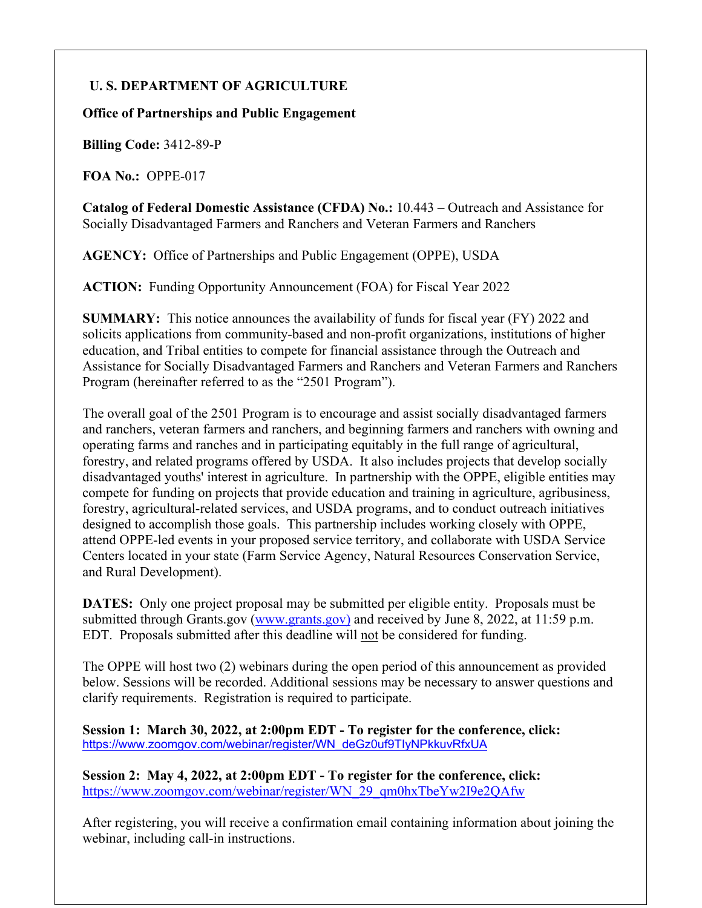## U. S. DEPARTMENT OF AGRICULTURE

**Office of Partnerships and Public Engagement**

**Billing Code:** 3412-89-P

**FOA No.:** OPPE-017

**Catalog of Federal Domestic Assistance (CFDA) No.:** 10.443 – Outreach and Assistance for Socially Disadvantaged Farmers and Ranchers and Veteran Farmers and Ranchers

**AGENCY:** Office of Partnerships and Public Engagement (OPPE), USDA

**ACTION:** Funding Opportunity Announcement (FOA) for Fiscal Year 2022

**SUMMARY:** This notice announces the availability of funds for fiscal year (FY) 2022 and solicits applications from community-based and non-profit organizations, institutions of higher education, and Tribal entities to compete for financial assistance through the Outreach and Assistance for Socially Disadvantaged Farmers and Ranchers and Veteran Farmers and Ranchers Program (hereinafter referred to as the "2501 Program").

The overall goal of the 2501 Program is to encourage and assist socially disadvantaged farmers and ranchers, veteran farmers and ranchers, and beginning farmers and ranchers with owning and operating farms and ranches and in participating equitably in the full range of agricultural, forestry, and related programs offered by USDA. It also includes projects that develop socially disadvantaged youths' interest in agriculture. In partnership with the OPPE, eligible entities may compete for funding on projects that provide education and training in agriculture, agribusiness, forestry, agricultural-related services, and USDA programs, and to conduct outreach initiatives designed to accomplish those goals. This partnership includes working closely with OPPE, attend OPPE-led events in your proposed service territory, and collaborate with USDA Service Centers located in your state (Farm Service Agency, Natural Resources Conservation Service, and Rural Development).

**DATES:** Only one project proposal may be submitted per eligible entity. Proposals must be submitted through Grants.gov (www.grants.gov) and received by June 8, 2022, at 11:59 p.m. EDT. Proposals submitted after this deadline will not be considered for funding.

The OPPE will host two (2) webinars during the open period of this announcement as provided below. Sessions will be recorded. Additional sessions may be necessary to answer questions and clarify requirements. Registration is required to participate.

**Session 1: March 30, 2022, at 2:00pm EDT - To register for the conference, click:**
https://www.zoomgov.com/webinar/register/WN_deGz0uf9TIyNPkkuvRfxUA

**Session 2: May 4, 2022, at 2:00pm EDT - To register for the conference, click:**
https://www.zoomgov.com/webinar/register/WN_29_qm0hxTbeYw2I9e2QAfw

After registering, you will receive a confirmation email containing information about joining the webinar, including call-in instructions.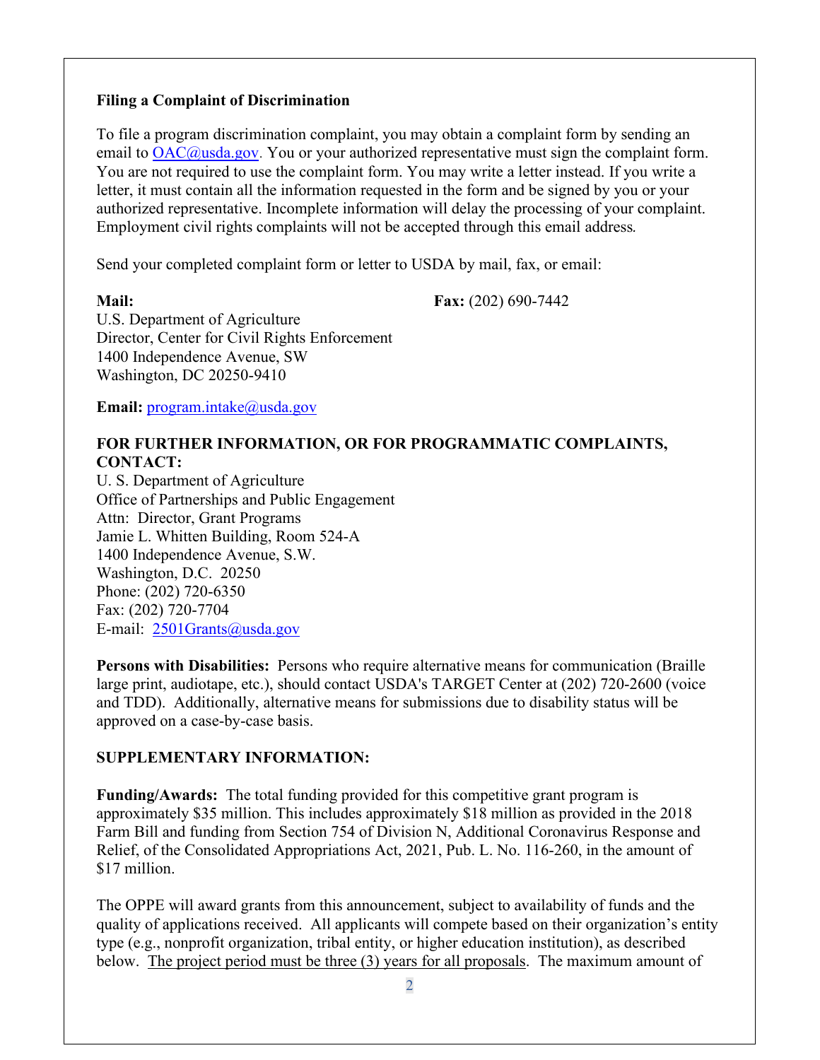**Filing a Complaint of Discrimination**

To file a program discrimination complaint, you may obtain a complaint form by sending an email to OAC@usda.gov. You or your authorized representative must sign the complaint form. You are not required to use the complaint form. You may write a letter instead. If you write a letter, it must contain all the information requested in the form and be signed by you or your authorized representative. Incomplete information will delay the processing of your complaint. Employment civil rights complaints will not be accepted through this email address.

Send your completed complaint form or letter to USDA by mail, fax, or email:

**Mail:**
U.S. Department of Agriculture
Director, Center for Civil Rights Enforcement
1400 Independence Avenue, SW
Washington, DC 20250-9410

**Fax:** (202) 690-7442

**Email:** program.intake@usda.gov

**FOR FURTHER INFORMATION, OR FOR PROGRAMMATIC COMPLAINTS, CONTACT:**
U. S. Department of Agriculture
Office of Partnerships and Public Engagement
Attn: Director, Grant Programs
Jamie L. Whitten Building, Room 524-A
1400 Independence Avenue, S.W.
Washington, D.C. 20250
Phone: (202) 720-6350
Fax: (202) 720-7704
E-mail: 2501Grants@usda.gov

**Persons with Disabilities:** Persons who require alternative means for communication (Braille large print, audiotape, etc.), should contact USDA's TARGET Center at (202) 720-2600 (voice and TDD). Additionally, alternative means for submissions due to disability status will be approved on a case-by-case basis.

**SUPPLEMENTARY INFORMATION:**

**Funding/Awards:** The total funding provided for this competitive grant program is approximately $35 million. This includes approximately $18 million as provided in the 2018 Farm Bill and funding from Section 754 of Division N, Additional Coronavirus Response and Relief, of the Consolidated Appropriations Act, 2021, Pub. L. No. 116-260, in the amount of $17 million.

The OPPE will award grants from this announcement, subject to availability of funds and the quality of applications received. All applicants will compete based on their organization's entity type (e.g., nonprofit organization, tribal entity, or higher education institution), as described below. The project period must be three (3) years for all proposals. The maximum amount of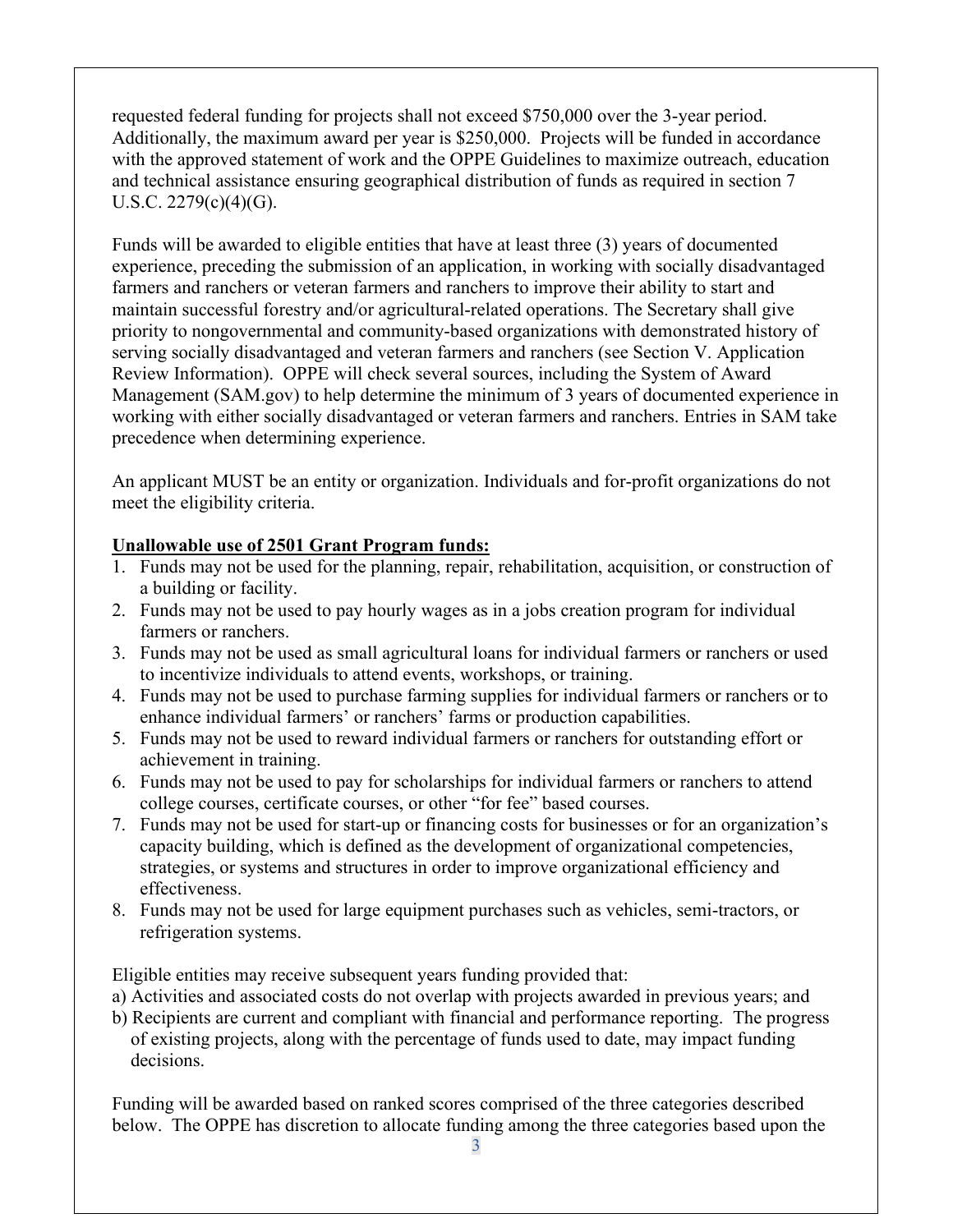requested federal funding for projects shall not exceed $750,000 over the 3-year period. Additionally, the maximum award per year is $250,000. Projects will be funded in accordance with the approved statement of work and the OPPE Guidelines to maximize outreach, education and technical assistance ensuring geographical distribution of funds as required in section 7 U.S.C. 2279(c)(4)(G).

Funds will be awarded to eligible entities that have at least three (3) years of documented experience, preceding the submission of an application, in working with socially disadvantaged farmers and ranchers or veteran farmers and ranchers to improve their ability to start and maintain successful forestry and/or agricultural-related operations. The Secretary shall give priority to nongovernmental and community-based organizations with demonstrated history of serving socially disadvantaged and veteran farmers and ranchers (see Section V. Application Review Information). OPPE will check several sources, including the System of Award Management (SAM.gov) to help determine the minimum of 3 years of documented experience in working with either socially disadvantaged or veteran farmers and ranchers. Entries in SAM take precedence when determining experience.

An applicant MUST be an entity or organization. Individuals and for-profit organizations do not meet the eligibility criteria.

**Unallowable use of 2501 Grant Program funds:**

1. Funds may not be used for the planning, repair, rehabilitation, acquisition, or construction of a building or facility.
2. Funds may not be used to pay hourly wages as in a jobs creation program for individual farmers or ranchers.
3. Funds may not be used as small agricultural loans for individual farmers or ranchers or used to incentivize individuals to attend events, workshops, or training.
4. Funds may not be used to purchase farming supplies for individual farmers or ranchers or to enhance individual farmers' or ranchers' farms or production capabilities.
5. Funds may not be used to reward individual farmers or ranchers for outstanding effort or achievement in training.
6. Funds may not be used to pay for scholarships for individual farmers or ranchers to attend college courses, certificate courses, or other "for fee" based courses.
7. Funds may not be used for start-up or financing costs for businesses or for an organization's capacity building, which is defined as the development of organizational competencies, strategies, or systems and structures in order to improve organizational efficiency and effectiveness.
8. Funds may not be used for large equipment purchases such as vehicles, semi-tractors, or refrigeration systems.

Eligible entities may receive subsequent years funding provided that:

a) Activities and associated costs do not overlap with projects awarded in previous years; and
b) Recipients are current and compliant with financial and performance reporting. The progress of existing projects, along with the percentage of funds used to date, may impact funding decisions.

Funding will be awarded based on ranked scores comprised of the three categories described below. The OPPE has discretion to allocate funding among the three categories based upon the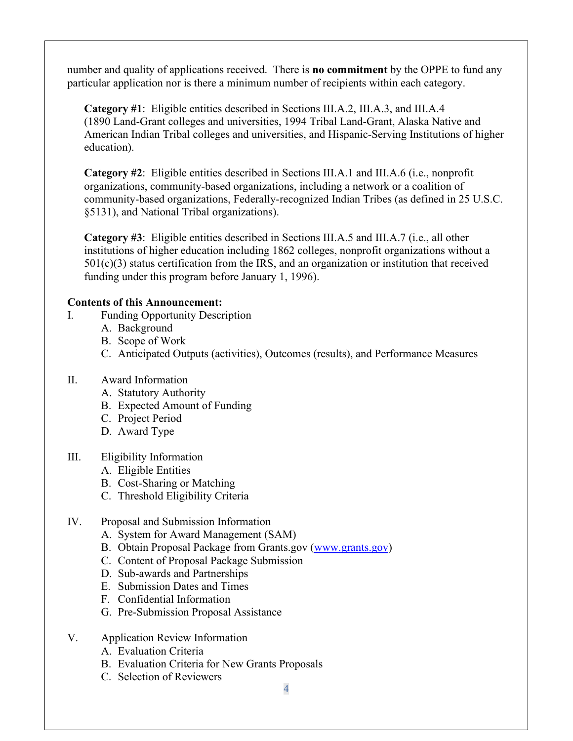number and quality of applications received. There is **no commitment** by the OPPE to fund any particular application nor is there a minimum number of recipients within each category.

**Category #1**: Eligible entities described in Sections III.A.2, III.A.3, and III.A.4 (1890 Land-Grant colleges and universities, 1994 Tribal Land-Grant, Alaska Native and American Indian Tribal colleges and universities, and Hispanic-Serving Institutions of higher education).

**Category #2**: Eligible entities described in Sections III.A.1 and III.A.6 (i.e., nonprofit organizations, community-based organizations, including a network or a coalition of community-based organizations, Federally-recognized Indian Tribes (as defined in 25 U.S.C. §5131), and National Tribal organizations).

**Category #3**: Eligible entities described in Sections III.A.5 and III.A.7 (i.e., all other institutions of higher education including 1862 colleges, nonprofit organizations without a 501(c)(3) status certification from the IRS, and an organization or institution that received funding under this program before January 1, 1996).

**Contents of this Announcement:**

I. Funding Opportunity Description
   - A. Background
   - B. Scope of Work
   - C. Anticipated Outputs (activities), Outcomes (results), and Performance Measures

II. Award Information
   - A. Statutory Authority
   - B. Expected Amount of Funding
   - C. Project Period
   - D. Award Type

III. Eligibility Information
   - A. Eligible Entities
   - B. Cost-Sharing or Matching
   - C. Threshold Eligibility Criteria

IV. Proposal and Submission Information
   - A. System for Award Management (SAM)
   - B. Obtain Proposal Package from Grants.gov (www.grants.gov)
   - C. Content of Proposal Package Submission
   - D. Sub-awards and Partnerships
   - E. Submission Dates and Times
   - F. Confidential Information
   - G. Pre-Submission Proposal Assistance

V. Application Review Information
   - A. Evaluation Criteria
   - B. Evaluation Criteria for New Grants Proposals
   - C. Selection of Reviewers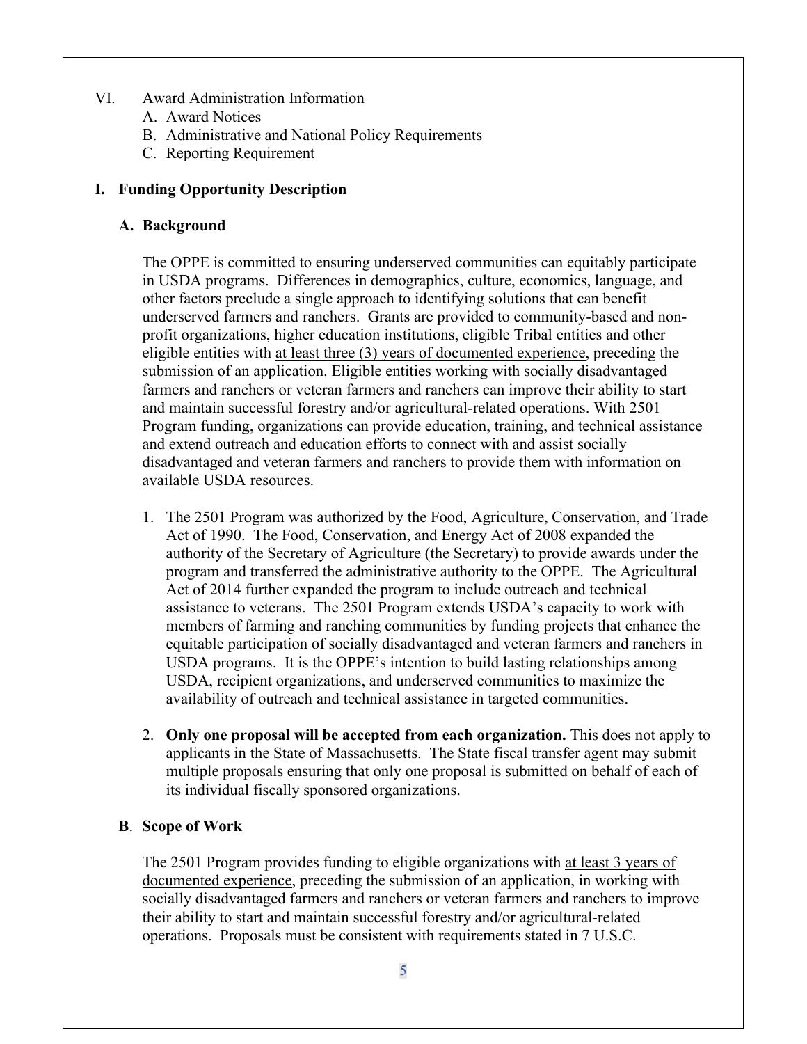VI. Award Administration Information
   A. Award Notices
   B. Administrative and National Policy Requirements
   C. Reporting Requirement

## I. Funding Opportunity Description

### A. Background

The OPPE is committed to ensuring underserved communities can equitably participate in USDA programs. Differences in demographics, culture, economics, language, and other factors preclude a single approach to identifying solutions that can benefit underserved farmers and ranchers. Grants are provided to community-based and non-profit organizations, higher education institutions, eligible Tribal entities and other eligible entities with <u>at least three (3) years of documented experience</u>, preceding the submission of an application. Eligible entities working with socially disadvantaged farmers and ranchers or veteran farmers and ranchers can improve their ability to start and maintain successful forestry and/or agricultural-related operations. With 2501 Program funding, organizations can provide education, training, and technical assistance and extend outreach and education efforts to connect with and assist socially disadvantaged and veteran farmers and ranchers to provide them with information on available USDA resources.

1. The 2501 Program was authorized by the Food, Agriculture, Conservation, and Trade Act of 1990. The Food, Conservation, and Energy Act of 2008 expanded the authority of the Secretary of Agriculture (the Secretary) to provide awards under the program and transferred the administrative authority to the OPPE. The Agricultural Act of 2014 further expanded the program to include outreach and technical assistance to veterans. The 2501 Program extends USDA's capacity to work with members of farming and ranching communities by funding projects that enhance the equitable participation of socially disadvantaged and veteran farmers and ranchers in USDA programs. It is the OPPE's intention to build lasting relationships among USDA, recipient organizations, and underserved communities to maximize the availability of outreach and technical assistance in targeted communities.

2. **Only one proposal will be accepted from each organization.** This does not apply to applicants in the State of Massachusetts. The State fiscal transfer agent may submit multiple proposals ensuring that only one proposal is submitted on behalf of each of its individual fiscally sponsored organizations.

### B. Scope of Work

The 2501 Program provides funding to eligible organizations with <u>at least 3 years of documented experience</u>, preceding the submission of an application, in working with socially disadvantaged farmers and ranchers or veteran farmers and ranchers to improve their ability to start and maintain successful forestry and/or agricultural-related operations. Proposals must be consistent with requirements stated in 7 U.S.C.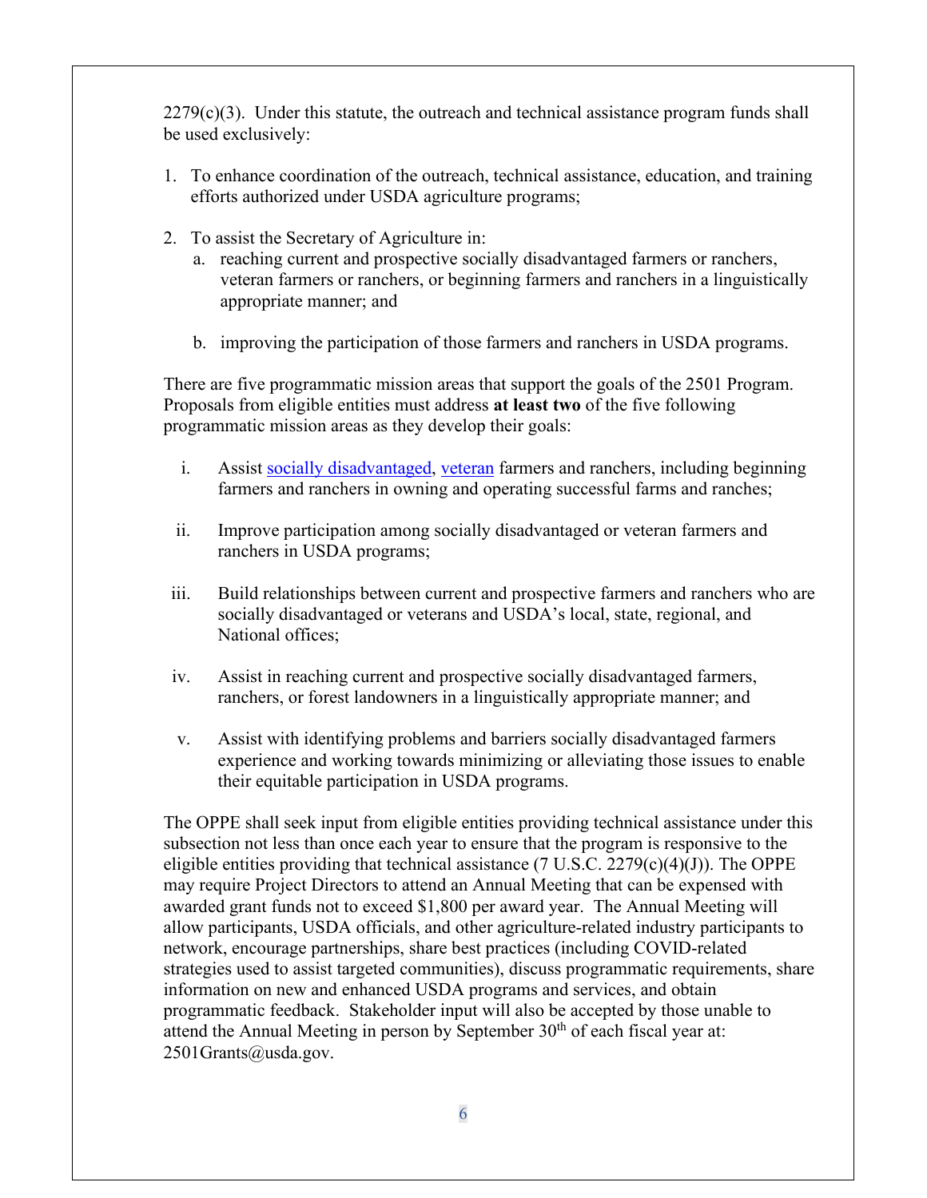2279(c)(3). Under this statute, the outreach and technical assistance program funds shall be used exclusively:

1. To enhance coordination of the outreach, technical assistance, education, and training efforts authorized under USDA agriculture programs;

2. To assist the Secretary of Agriculture in:
   a. reaching current and prospective socially disadvantaged farmers or ranchers, veteran farmers or ranchers, or beginning farmers and ranchers in a linguistically appropriate manner; and

   b. improving the participation of those farmers and ranchers in USDA programs.

There are five programmatic mission areas that support the goals of the 2501 Program. Proposals from eligible entities must address **at least two** of the five following programmatic mission areas as they develop their goals:

i. Assist [socially disadvantaged](), [veteran]() farmers and ranchers, including beginning farmers and ranchers in owning and operating successful farms and ranches;

ii. Improve participation among socially disadvantaged or veteran farmers and ranchers in USDA programs;

iii. Build relationships between current and prospective farmers and ranchers who are socially disadvantaged or veterans and USDA's local, state, regional, and National offices;

iv. Assist in reaching current and prospective socially disadvantaged farmers, ranchers, or forest landowners in a linguistically appropriate manner; and

v. Assist with identifying problems and barriers socially disadvantaged farmers experience and working towards minimizing or alleviating those issues to enable their equitable participation in USDA programs.

The OPPE shall seek input from eligible entities providing technical assistance under this subsection not less than once each year to ensure that the program is responsive to the eligible entities providing that technical assistance (7 U.S.C. 2279(c)(4)(J)). The OPPE may require Project Directors to attend an Annual Meeting that can be expensed with awarded grant funds not to exceed $1,800 per award year. The Annual Meeting will allow participants, USDA officials, and other agriculture-related industry participants to network, encourage partnerships, share best practices (including COVID-related strategies used to assist targeted communities), discuss programmatic requirements, share information on new and enhanced USDA programs and services, and obtain programmatic feedback. Stakeholder input will also be accepted by those unable to attend the Annual Meeting in person by September 30th of each fiscal year at: 2501Grants@usda.gov.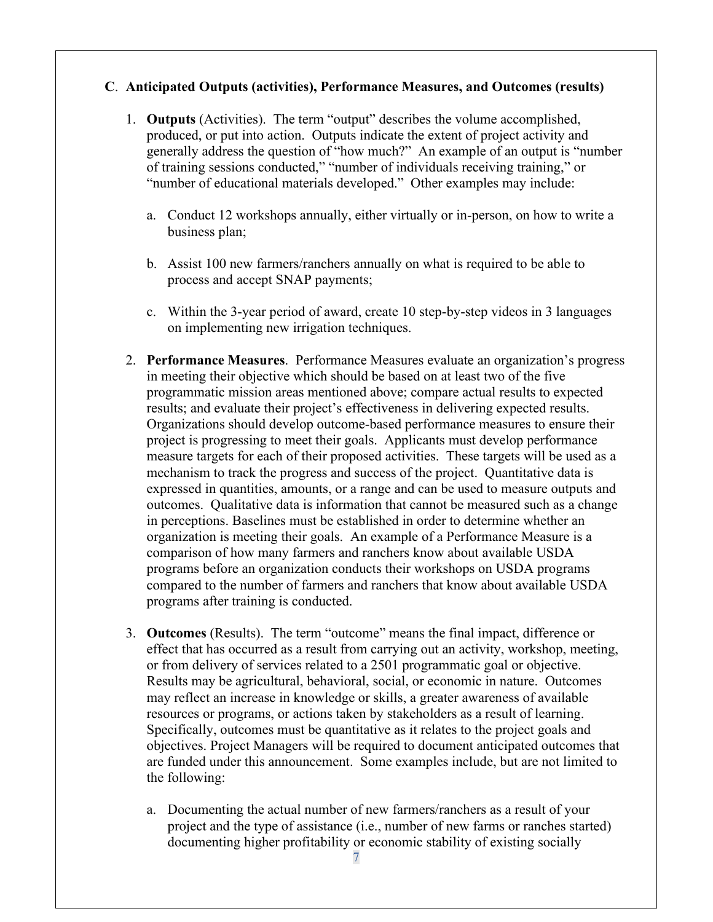**C. Anticipated Outputs (activities), Performance Measures, and Outcomes (results)**

1. **Outputs** (Activities). The term "output" describes the volume accomplished, produced, or put into action. Outputs indicate the extent of project activity and generally address the question of "how much?" An example of an output is "number of training sessions conducted," "number of individuals receiving training," or "number of educational materials developed." Other examples may include:

   a. Conduct 12 workshops annually, either virtually or in-person, on how to write a business plan;

   b. Assist 100 new farmers/ranchers annually on what is required to be able to process and accept SNAP payments;

   c. Within the 3-year period of award, create 10 step-by-step videos in 3 languages on implementing new irrigation techniques.

2. **Performance Measures**. Performance Measures evaluate an organization's progress in meeting their objective which should be based on at least two of the five programmatic mission areas mentioned above; compare actual results to expected results; and evaluate their project's effectiveness in delivering expected results. Organizations should develop outcome-based performance measures to ensure their project is progressing to meet their goals. Applicants must develop performance measure targets for each of their proposed activities. These targets will be used as a mechanism to track the progress and success of the project. Quantitative data is expressed in quantities, amounts, or a range and can be used to measure outputs and outcomes. Qualitative data is information that cannot be measured such as a change in perceptions. Baselines must be established in order to determine whether an organization is meeting their goals. An example of a Performance Measure is a comparison of how many farmers and ranchers know about available USDA programs before an organization conducts their workshops on USDA programs compared to the number of farmers and ranchers that know about available USDA programs after training is conducted.

3. **Outcomes** (Results). The term "outcome" means the final impact, difference or effect that has occurred as a result from carrying out an activity, workshop, meeting, or from delivery of services related to a 2501 programmatic goal or objective. Results may be agricultural, behavioral, social, or economic in nature. Outcomes may reflect an increase in knowledge or skills, a greater awareness of available resources or programs, or actions taken by stakeholders as a result of learning. Specifically, outcomes must be quantitative as it relates to the project goals and objectives. Project Managers will be required to document anticipated outcomes that are funded under this announcement. Some examples include, but are not limited to the following:

   a. Documenting the actual number of new farmers/ranchers as a result of your project and the type of assistance (i.e., number of new farms or ranches started) documenting higher profitability or economic stability of existing socially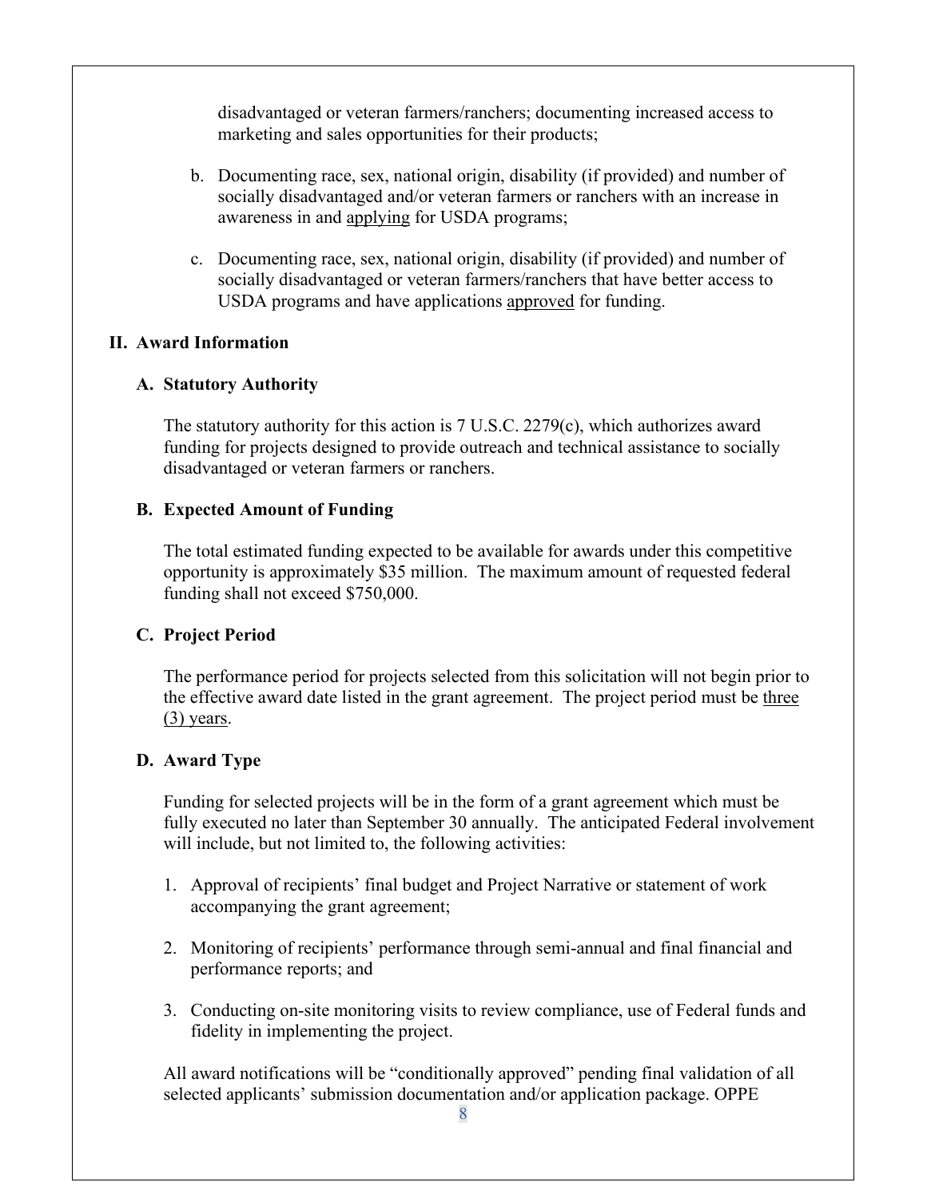disadvantaged or veteran farmers/ranchers; documenting increased access to marketing and sales opportunities for their products;

b. Documenting race, sex, national origin, disability (if provided) and number of socially disadvantaged and/or veteran farmers or ranchers with an increase in awareness in and <u>applying</u> for USDA programs;

c. Documenting race, sex, national origin, disability (if provided) and number of socially disadvantaged or veteran farmers/ranchers that have better access to USDA programs and have applications <u>approved</u> for funding.

## II. Award Information

### A. Statutory Authority

The statutory authority for this action is 7 U.S.C. 2279(c), which authorizes award funding for projects designed to provide outreach and technical assistance to socially disadvantaged or veteran farmers or ranchers.

### B. Expected Amount of Funding

The total estimated funding expected to be available for awards under this competitive opportunity is approximately $35 million. The maximum amount of requested federal funding shall not exceed $750,000.

### C. Project Period

The performance period for projects selected from this solicitation will not begin prior to the effective award date listed in the grant agreement. The project period must be <u>three (3) years</u>.

### D. Award Type

Funding for selected projects will be in the form of a grant agreement which must be fully executed no later than September 30 annually. The anticipated Federal involvement will include, but not limited to, the following activities:

1. Approval of recipients' final budget and Project Narrative or statement of work accompanying the grant agreement;

2. Monitoring of recipients' performance through semi-annual and final financial and performance reports; and

3. Conducting on-site monitoring visits to review compliance, use of Federal funds and fidelity in implementing the project.

All award notifications will be "conditionally approved" pending final validation of all selected applicants' submission documentation and/or application package. OPPE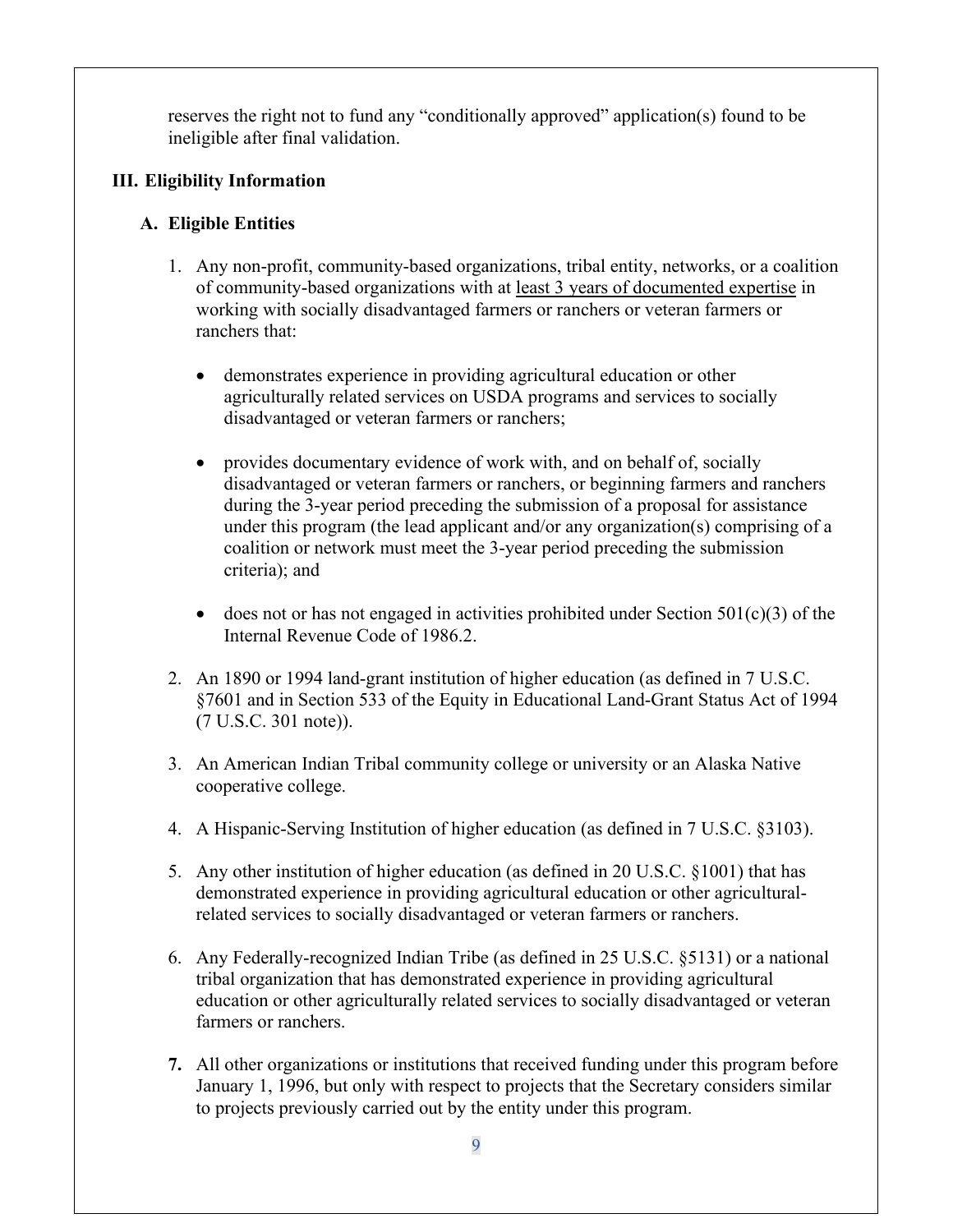reserves the right not to fund any "conditionally approved" application(s) found to be ineligible after final validation.

## III. Eligibility Information

### A. Eligible Entities

1. Any non-profit, community-based organizations, tribal entity, networks, or a coalition of community-based organizations with at least 3 years of documented expertise in working with socially disadvantaged farmers or ranchers or veteran farmers or ranchers that:

   - demonstrates experience in providing agricultural education or other agriculturally related services on USDA programs and services to socially disadvantaged or veteran farmers or ranchers;

   - provides documentary evidence of work with, and on behalf of, socially disadvantaged or veteran farmers or ranchers, or beginning farmers and ranchers during the 3-year period preceding the submission of a proposal for assistance under this program (the lead applicant and/or any organization(s) comprising of a coalition or network must meet the 3-year period preceding the submission criteria); and

   - does not or has not engaged in activities prohibited under Section 501(c)(3) of the Internal Revenue Code of 1986.2.

2. An 1890 or 1994 land-grant institution of higher education (as defined in 7 U.S.C. §7601 and in Section 533 of the Equity in Educational Land-Grant Status Act of 1994 (7 U.S.C. 301 note)).

3. An American Indian Tribal community college or university or an Alaska Native cooperative college.

4. A Hispanic-Serving Institution of higher education (as defined in 7 U.S.C. §3103).

5. Any other institution of higher education (as defined in 20 U.S.C. §1001) that has demonstrated experience in providing agricultural education or other agricultural-related services to socially disadvantaged or veteran farmers or ranchers.

6. Any Federally-recognized Indian Tribe (as defined in 25 U.S.C. §5131) or a national tribal organization that has demonstrated experience in providing agricultural education or other agriculturally related services to socially disadvantaged or veteran farmers or ranchers.

7. All other organizations or institutions that received funding under this program before January 1, 1996, but only with respect to projects that the Secretary considers similar to projects previously carried out by the entity under this program.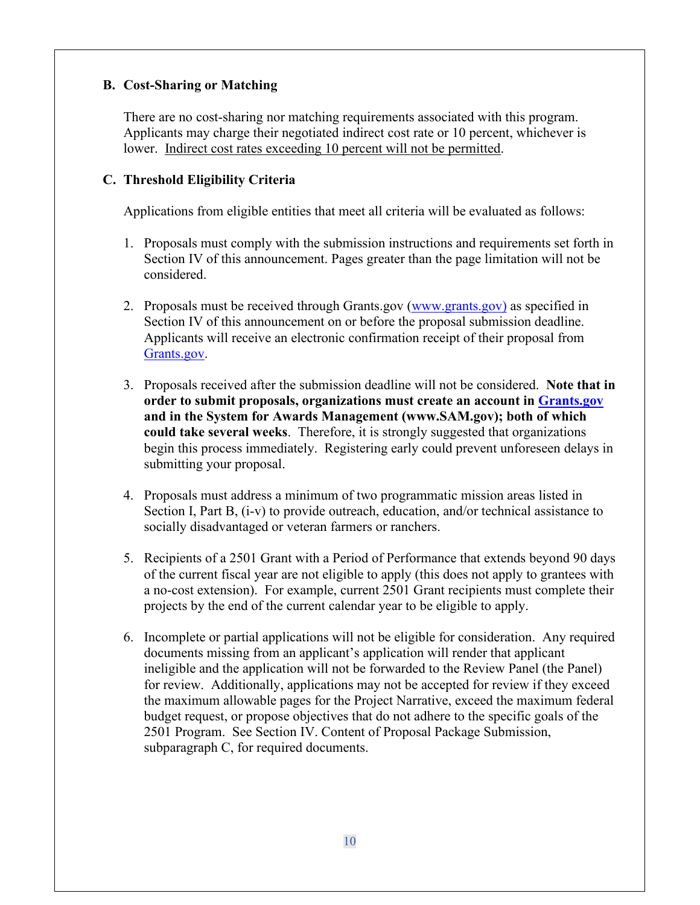## B. Cost-Sharing or Matching

There are no cost-sharing nor matching requirements associated with this program. Applicants may charge their negotiated indirect cost rate or 10 percent, whichever is lower. Indirect cost rates exceeding 10 percent will not be permitted.

## C. Threshold Eligibility Criteria

Applications from eligible entities that meet all criteria will be evaluated as follows:

1. Proposals must comply with the submission instructions and requirements set forth in Section IV of this announcement. Pages greater than the page limitation will not be considered.

2. Proposals must be received through Grants.gov (www.grants.gov) as specified in Section IV of this announcement on or before the proposal submission deadline. Applicants will receive an electronic confirmation receipt of their proposal from Grants.gov.

3. Proposals received after the submission deadline will not be considered. **Note that in order to submit proposals, organizations must create an account in Grants.gov and in the System for Awards Management (www.SAM.gov); both of which could take several weeks**. Therefore, it is strongly suggested that organizations begin this process immediately. Registering early could prevent unforeseen delays in submitting your proposal.

4. Proposals must address a minimum of two programmatic mission areas listed in Section I, Part B, (i-v) to provide outreach, education, and/or technical assistance to socially disadvantaged or veteran farmers or ranchers.

5. Recipients of a 2501 Grant with a Period of Performance that extends beyond 90 days of the current fiscal year are not eligible to apply (this does not apply to grantees with a no-cost extension). For example, current 2501 Grant recipients must complete their projects by the end of the current calendar year to be eligible to apply.

6. Incomplete or partial applications will not be eligible for consideration. Any required documents missing from an applicant's application will render that applicant ineligible and the application will not be forwarded to the Review Panel (the Panel) for review. Additionally, applications may not be accepted for review if they exceed the maximum allowable pages for the Project Narrative, exceed the maximum federal budget request, or propose objectives that do not adhere to the specific goals of the 2501 Program. See Section IV. Content of Proposal Package Submission, subparagraph C, for required documents.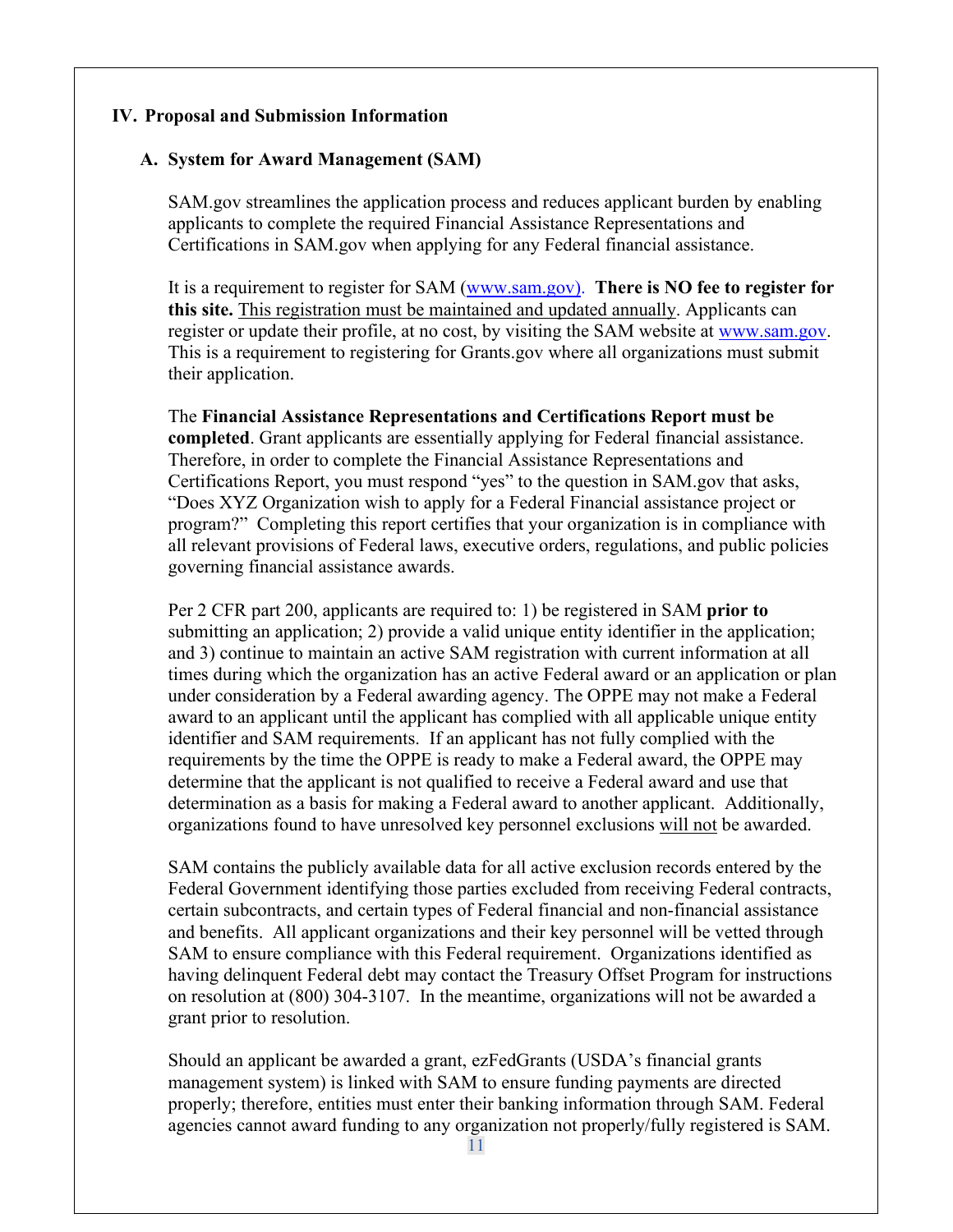## IV. Proposal and Submission Information

### A. System for Award Management (SAM)

SAM.gov streamlines the application process and reduces applicant burden by enabling applicants to complete the required Financial Assistance Representations and Certifications in SAM.gov when applying for any Federal financial assistance.

It is a requirement to register for SAM (www.sam.gov). **There is NO fee to register for this site.** <u>This registration must be maintained and updated annually</u>. Applicants can register or update their profile, at no cost, by visiting the SAM website at www.sam.gov. This is a requirement to registering for Grants.gov where all organizations must submit their application.

The **Financial Assistance Representations and Certifications Report must be completed**. Grant applicants are essentially applying for Federal financial assistance. Therefore, in order to complete the Financial Assistance Representations and Certifications Report, you must respond "yes" to the question in SAM.gov that asks, "Does XYZ Organization wish to apply for a Federal Financial assistance project or program?" Completing this report certifies that your organization is in compliance with all relevant provisions of Federal laws, executive orders, regulations, and public policies governing financial assistance awards.

Per 2 CFR part 200, applicants are required to: 1) be registered in SAM **prior to** submitting an application; 2) provide a valid unique entity identifier in the application; and 3) continue to maintain an active SAM registration with current information at all times during which the organization has an active Federal award or an application or plan under consideration by a Federal awarding agency. The OPPE may not make a Federal award to an applicant until the applicant has complied with all applicable unique entity identifier and SAM requirements. If an applicant has not fully complied with the requirements by the time the OPPE is ready to make a Federal award, the OPPE may determine that the applicant is not qualified to receive a Federal award and use that determination as a basis for making a Federal award to another applicant. Additionally, organizations found to have unresolved key personnel exclusions <u>will not</u> be awarded.

SAM contains the publicly available data for all active exclusion records entered by the Federal Government identifying those parties excluded from receiving Federal contracts, certain subcontracts, and certain types of Federal financial and non-financial assistance and benefits. All applicant organizations and their key personnel will be vetted through SAM to ensure compliance with this Federal requirement. Organizations identified as having delinquent Federal debt may contact the Treasury Offset Program for instructions on resolution at (800) 304-3107. In the meantime, organizations will not be awarded a grant prior to resolution.

Should an applicant be awarded a grant, ezFedGrants (USDA's financial grants management system) is linked with SAM to ensure funding payments are directed properly; therefore, entities must enter their banking information through SAM. Federal agencies cannot award funding to any organization not properly/fully registered is SAM.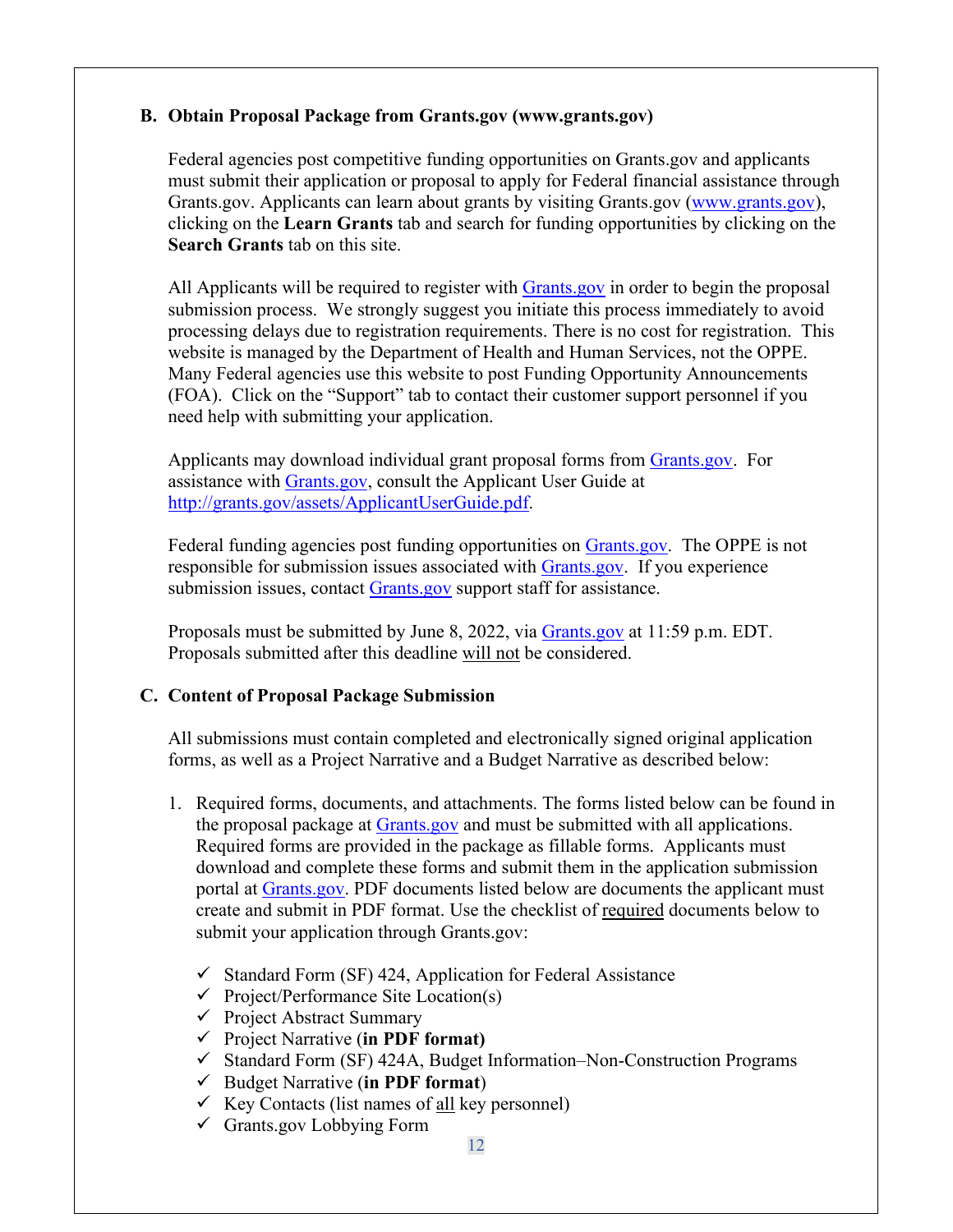## B. Obtain Proposal Package from Grants.gov (www.grants.gov)

Federal agencies post competitive funding opportunities on Grants.gov and applicants must submit their application or proposal to apply for Federal financial assistance through Grants.gov. Applicants can learn about grants by visiting Grants.gov (www.grants.gov), clicking on the **Learn Grants** tab and search for funding opportunities by clicking on the **Search Grants** tab on this site.

All Applicants will be required to register with Grants.gov in order to begin the proposal submission process. We strongly suggest you initiate this process immediately to avoid processing delays due to registration requirements. There is no cost for registration. This website is managed by the Department of Health and Human Services, not the OPPE. Many Federal agencies use this website to post Funding Opportunity Announcements (FOA). Click on the "Support" tab to contact their customer support personnel if you need help with submitting your application.

Applicants may download individual grant proposal forms from Grants.gov. For assistance with Grants.gov, consult the Applicant User Guide at http://grants.gov/assets/ApplicantUserGuide.pdf.

Federal funding agencies post funding opportunities on Grants.gov. The OPPE is not responsible for submission issues associated with Grants.gov. If you experience submission issues, contact Grants.gov support staff for assistance.

Proposals must be submitted by June 8, 2022, via Grants.gov at 11:59 p.m. EDT. Proposals submitted after this deadline will not be considered.

## C. Content of Proposal Package Submission

All submissions must contain completed and electronically signed original application forms, as well as a Project Narrative and a Budget Narrative as described below:

1. Required forms, documents, and attachments. The forms listed below can be found in the proposal package at Grants.gov and must be submitted with all applications. Required forms are provided in the package as fillable forms. Applicants must download and complete these forms and submit them in the application submission portal at Grants.gov. PDF documents listed below are documents the applicant must create and submit in PDF format. Use the checklist of required documents below to submit your application through Grants.gov:

   - ✓ Standard Form (SF) 424, Application for Federal Assistance
   - ✓ Project/Performance Site Location(s)
   - ✓ Project Abstract Summary
   - ✓ Project Narrative (**in PDF format)**
   - ✓ Standard Form (SF) 424A, Budget Information–Non-Construction Programs
   - ✓ Budget Narrative (**in PDF format**)
   - ✓ Key Contacts (list names of all key personnel)
   - ✓ Grants.gov Lobbying Form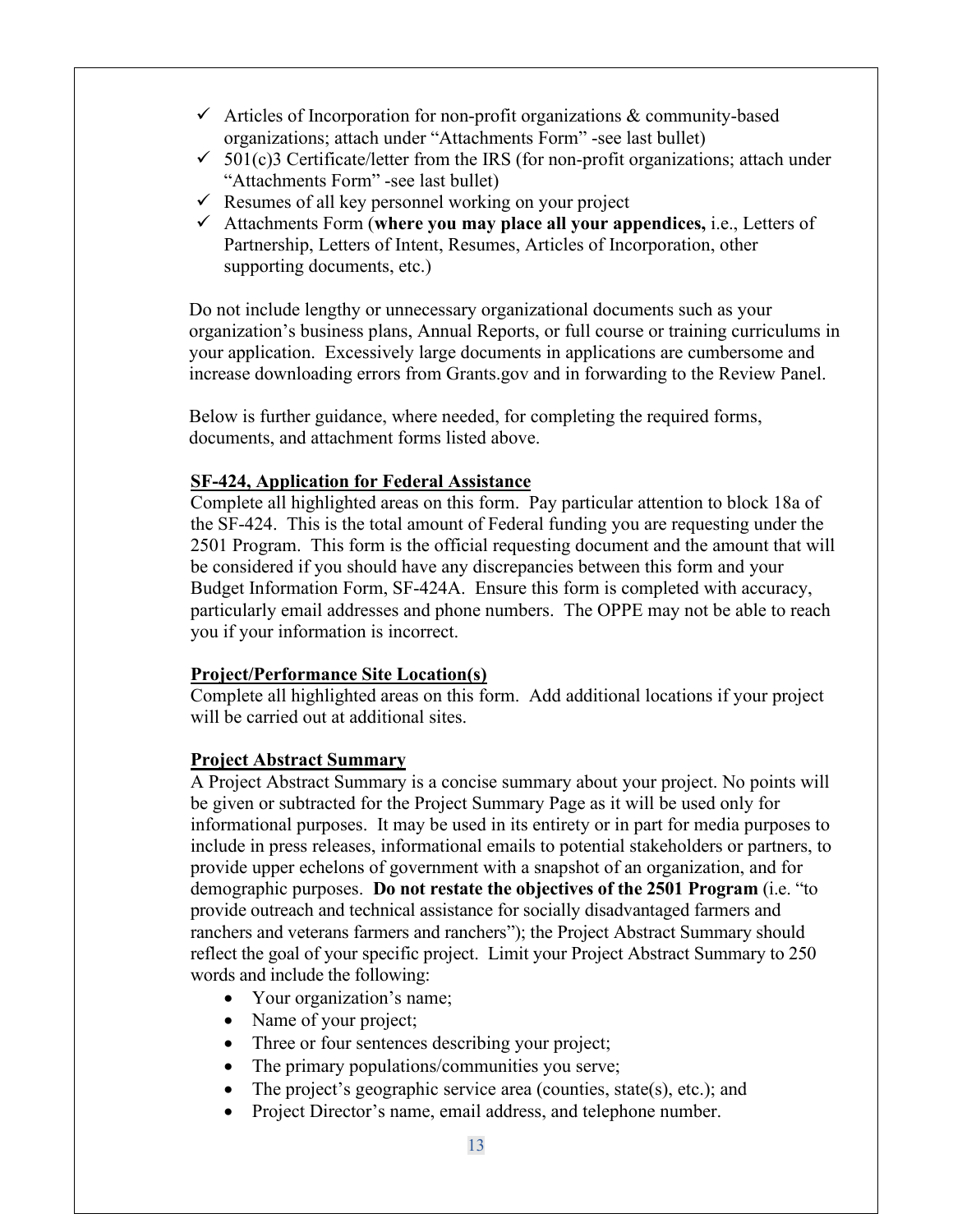- ✓ Articles of Incorporation for non-profit organizations & community-based organizations; attach under "Attachments Form" -see last bullet)
- ✓ 501(c)3 Certificate/letter from the IRS (for non-profit organizations; attach under "Attachments Form" -see last bullet)
- ✓ Resumes of all key personnel working on your project
- ✓ Attachments Form (**where you may place all your appendices,** i.e., Letters of Partnership, Letters of Intent, Resumes, Articles of Incorporation, other supporting documents, etc.)

Do not include lengthy or unnecessary organizational documents such as your organization's business plans, Annual Reports, or full course or training curriculums in your application. Excessively large documents in applications are cumbersome and increase downloading errors from Grants.gov and in forwarding to the Review Panel.

Below is further guidance, where needed, for completing the required forms, documents, and attachment forms listed above.

**SF-424, Application for Federal Assistance**

Complete all highlighted areas on this form. Pay particular attention to block 18a of the SF-424. This is the total amount of Federal funding you are requesting under the 2501 Program. This form is the official requesting document and the amount that will be considered if you should have any discrepancies between this form and your Budget Information Form, SF-424A. Ensure this form is completed with accuracy, particularly email addresses and phone numbers. The OPPE may not be able to reach you if your information is incorrect.

**Project/Performance Site Location(s)**

Complete all highlighted areas on this form. Add additional locations if your project will be carried out at additional sites.

**Project Abstract Summary**

A Project Abstract Summary is a concise summary about your project. No points will be given or subtracted for the Project Summary Page as it will be used only for informational purposes. It may be used in its entirety or in part for media purposes to include in press releases, informational emails to potential stakeholders or partners, to provide upper echelons of government with a snapshot of an organization, and for demographic purposes. **Do not restate the objectives of the 2501 Program** (i.e. "to provide outreach and technical assistance for socially disadvantaged farmers and ranchers and veterans farmers and ranchers"); the Project Abstract Summary should reflect the goal of your specific project. Limit your Project Abstract Summary to 250 words and include the following:

- Your organization's name;
- Name of your project;
- Three or four sentences describing your project;
- The primary populations/communities you serve;
- The project's geographic service area (counties, state(s), etc.); and
- Project Director's name, email address, and telephone number.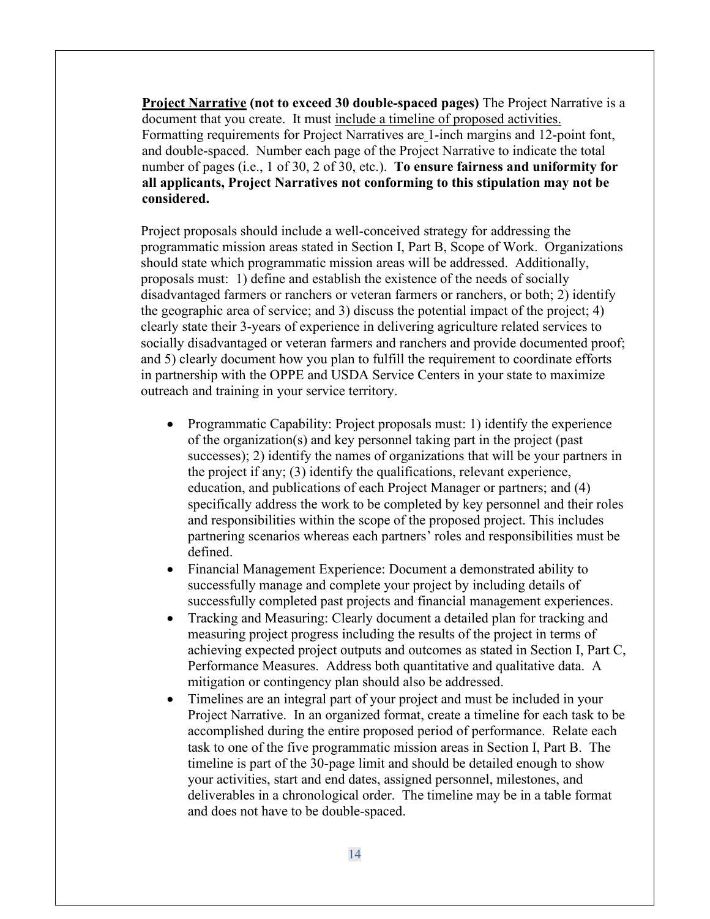**<u>Project Narrative</u> (not to exceed 30 double-spaced pages)** The Project Narrative is a document that you create. It must <u>include a timeline of proposed activities.</u> Formatting requirements for Project Narratives are 1-inch margins and 12-point font, and double-spaced. Number each page of the Project Narrative to indicate the total number of pages (i.e., 1 of 30, 2 of 30, etc.). **To ensure fairness and uniformity for all applicants, Project Narratives not conforming to this stipulation may not be considered.**

Project proposals should include a well-conceived strategy for addressing the programmatic mission areas stated in Section I, Part B, Scope of Work. Organizations should state which programmatic mission areas will be addressed. Additionally, proposals must: 1) define and establish the existence of the needs of socially disadvantaged farmers or ranchers or veteran farmers or ranchers, or both; 2) identify the geographic area of service; and 3) discuss the potential impact of the project; 4) clearly state their 3-years of experience in delivering agriculture related services to socially disadvantaged or veteran farmers and ranchers and provide documented proof; and 5) clearly document how you plan to fulfill the requirement to coordinate efforts in partnership with the OPPE and USDA Service Centers in your state to maximize outreach and training in your service territory.

- Programmatic Capability: Project proposals must: 1) identify the experience of the organization(s) and key personnel taking part in the project (past successes); 2) identify the names of organizations that will be your partners in the project if any; (3) identify the qualifications, relevant experience, education, and publications of each Project Manager or partners; and (4) specifically address the work to be completed by key personnel and their roles and responsibilities within the scope of the proposed project. This includes partnering scenarios whereas each partners' roles and responsibilities must be defined.
- Financial Management Experience: Document a demonstrated ability to successfully manage and complete your project by including details of successfully completed past projects and financial management experiences.
- Tracking and Measuring: Clearly document a detailed plan for tracking and measuring project progress including the results of the project in terms of achieving expected project outputs and outcomes as stated in Section I, Part C, Performance Measures. Address both quantitative and qualitative data. A mitigation or contingency plan should also be addressed.
- Timelines are an integral part of your project and must be included in your Project Narrative. In an organized format, create a timeline for each task to be accomplished during the entire proposed period of performance. Relate each task to one of the five programmatic mission areas in Section I, Part B. The timeline is part of the 30-page limit and should be detailed enough to show your activities, start and end dates, assigned personnel, milestones, and deliverables in a chronological order. The timeline may be in a table format and does not have to be double-spaced.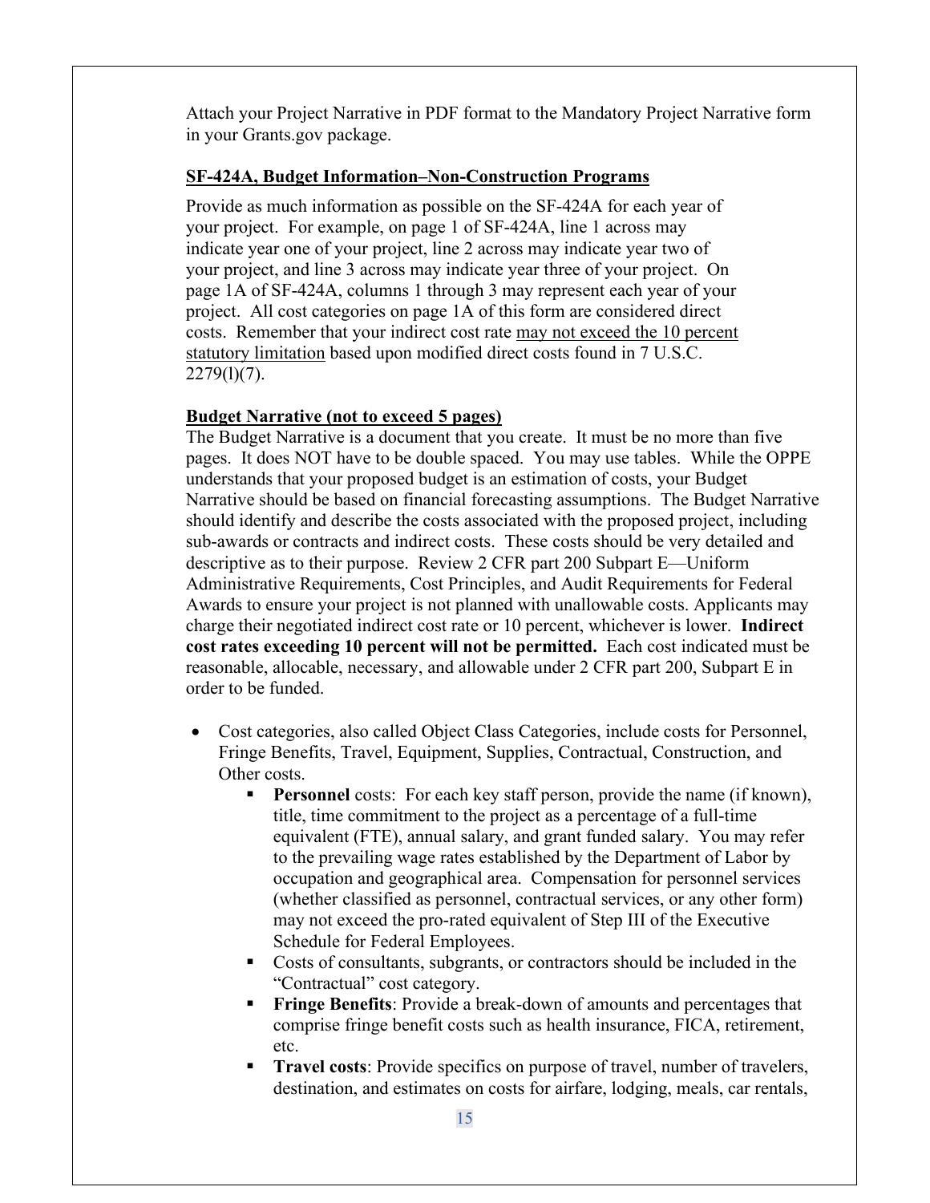Attach your Project Narrative in PDF format to the Mandatory Project Narrative form in your Grants.gov package.

**SF-424A, Budget Information–Non-Construction Programs**

Provide as much information as possible on the SF-424A for each year of your project. For example, on page 1 of SF-424A, line 1 across may indicate year one of your project, line 2 across may indicate year two of your project, and line 3 across may indicate year three of your project. On page 1A of SF-424A, columns 1 through 3 may represent each year of your project. All cost categories on page 1A of this form are considered direct costs. Remember that your indirect cost rate may not exceed the 10 percent statutory limitation based upon modified direct costs found in 7 U.S.C. 2279(l)(7).

**Budget Narrative (not to exceed 5 pages)**

The Budget Narrative is a document that you create. It must be no more than five pages. It does NOT have to be double spaced. You may use tables. While the OPPE understands that your proposed budget is an estimation of costs, your Budget Narrative should be based on financial forecasting assumptions. The Budget Narrative should identify and describe the costs associated with the proposed project, including sub-awards or contracts and indirect costs. These costs should be very detailed and descriptive as to their purpose. Review 2 CFR part 200 Subpart E—Uniform Administrative Requirements, Cost Principles, and Audit Requirements for Federal Awards to ensure your project is not planned with unallowable costs. Applicants may charge their negotiated indirect cost rate or 10 percent, whichever is lower. **Indirect cost rates exceeding 10 percent will not be permitted.** Each cost indicated must be reasonable, allocable, necessary, and allowable under 2 CFR part 200, Subpart E in order to be funded.

- Cost categories, also called Object Class Categories, include costs for Personnel, Fringe Benefits, Travel, Equipment, Supplies, Contractual, Construction, and Other costs.
  - **Personnel** costs: For each key staff person, provide the name (if known), title, time commitment to the project as a percentage of a full-time equivalent (FTE), annual salary, and grant funded salary. You may refer to the prevailing wage rates established by the Department of Labor by occupation and geographical area. Compensation for personnel services (whether classified as personnel, contractual services, or any other form) may not exceed the pro-rated equivalent of Step III of the Executive Schedule for Federal Employees.
  - Costs of consultants, subgrants, or contractors should be included in the "Contractual" cost category.
  - **Fringe Benefits**: Provide a break-down of amounts and percentages that comprise fringe benefit costs such as health insurance, FICA, retirement, etc.
  - **Travel costs**: Provide specifics on purpose of travel, number of travelers, destination, and estimates on costs for airfare, lodging, meals, car rentals,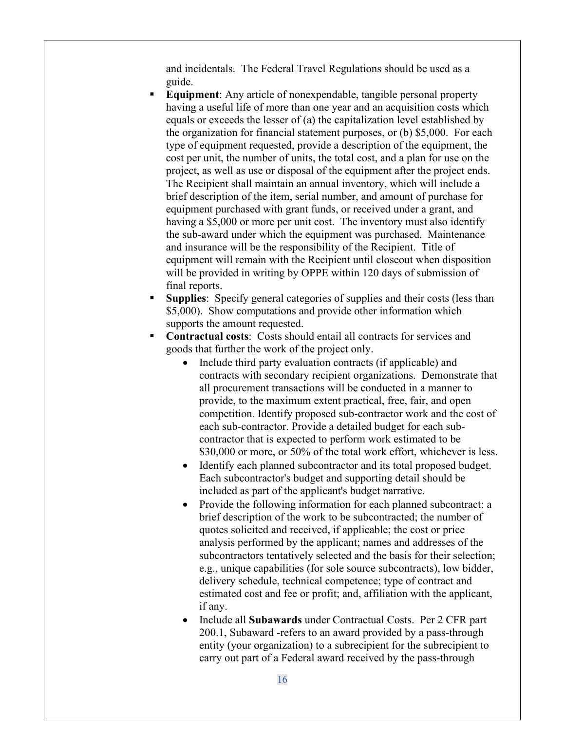and incidentals. The Federal Travel Regulations should be used as a guide.

- **Equipment**: Any article of nonexpendable, tangible personal property having a useful life of more than one year and an acquisition costs which equals or exceeds the lesser of (a) the capitalization level established by the organization for financial statement purposes, or (b) $5,000. For each type of equipment requested, provide a description of the equipment, the cost per unit, the number of units, the total cost, and a plan for use on the project, as well as use or disposal of the equipment after the project ends. The Recipient shall maintain an annual inventory, which will include a brief description of the item, serial number, and amount of purchase for equipment purchased with grant funds, or received under a grant, and having a $5,000 or more per unit cost. The inventory must also identify the sub-award under which the equipment was purchased. Maintenance and insurance will be the responsibility of the Recipient. Title of equipment will remain with the Recipient until closeout when disposition will be provided in writing by OPPE within 120 days of submission of final reports.
- **Supplies**: Specify general categories of supplies and their costs (less than $5,000). Show computations and provide other information which supports the amount requested.
- **Contractual costs**: Costs should entail all contracts for services and goods that further the work of the project only.
  - Include third party evaluation contracts (if applicable) and contracts with secondary recipient organizations. Demonstrate that all procurement transactions will be conducted in a manner to provide, to the maximum extent practical, free, fair, and open competition. Identify proposed sub-contractor work and the cost of each sub-contractor. Provide a detailed budget for each sub-contractor that is expected to perform work estimated to be $30,000 or more, or 50% of the total work effort, whichever is less.
  - Identify each planned subcontractor and its total proposed budget. Each subcontractor's budget and supporting detail should be included as part of the applicant's budget narrative.
  - Provide the following information for each planned subcontract: a brief description of the work to be subcontracted; the number of quotes solicited and received, if applicable; the cost or price analysis performed by the applicant; names and addresses of the subcontractors tentatively selected and the basis for their selection; e.g., unique capabilities (for sole source subcontracts), low bidder, delivery schedule, technical competence; type of contract and estimated cost and fee or profit; and, affiliation with the applicant, if any.
  - Include all **Subawards** under Contractual Costs. Per 2 CFR part 200.1, Subaward -refers to an award provided by a pass-through entity (your organization) to a subrecipient for the subrecipient to carry out part of a Federal award received by the pass-through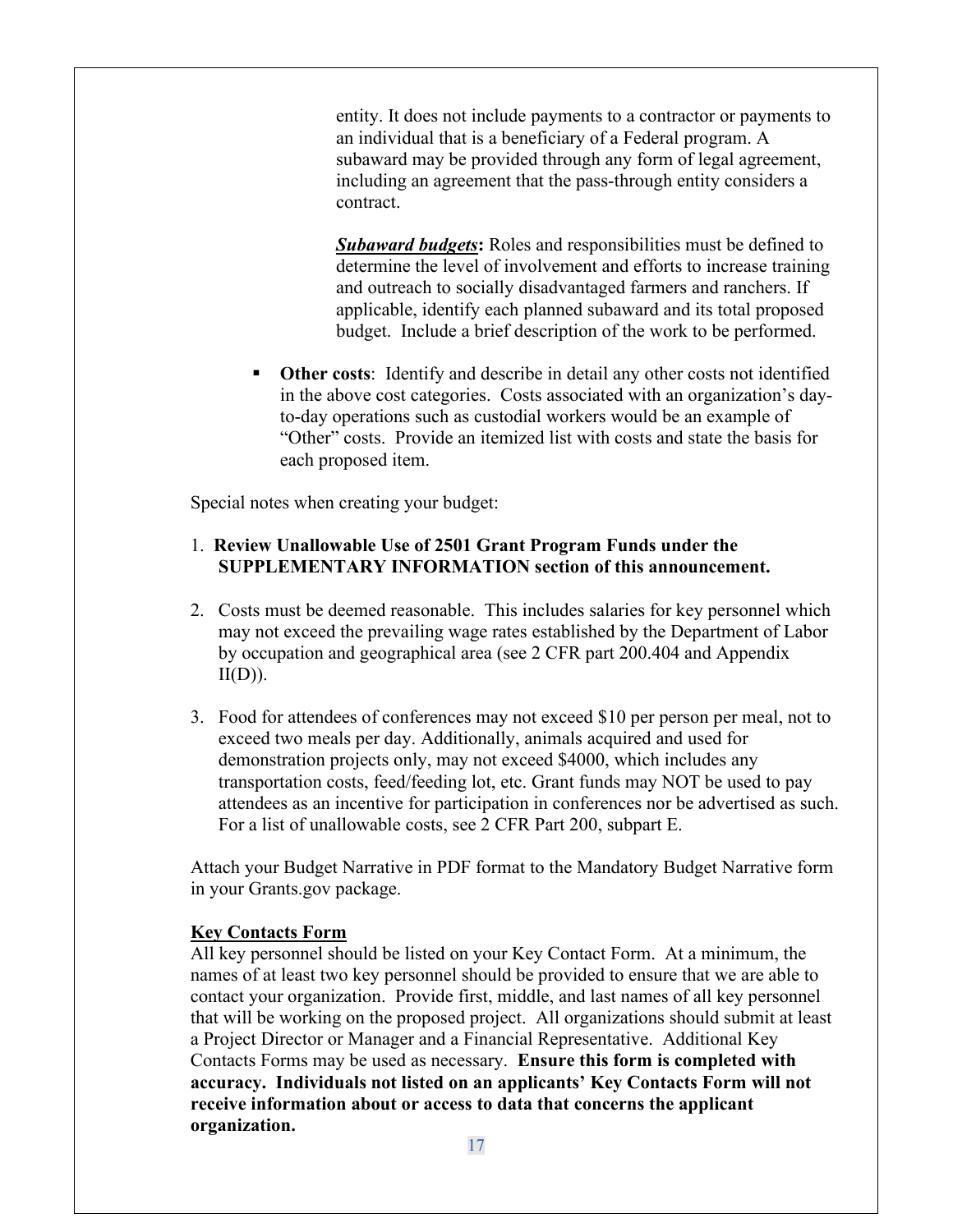entity. It does not include payments to a contractor or payments to an individual that is a beneficiary of a Federal program. A subaward may be provided through any form of legal agreement, including an agreement that the pass-through entity considers a contract.

***Subaward budgets*:** Roles and responsibilities must be defined to determine the level of involvement and efforts to increase training and outreach to socially disadvantaged farmers and ranchers. If applicable, identify each planned subaward and its total proposed budget. Include a brief description of the work to be performed.

- **Other costs**: Identify and describe in detail any other costs not identified in the above cost categories. Costs associated with an organization's day-to-day operations such as custodial workers would be an example of "Other" costs. Provide an itemized list with costs and state the basis for each proposed item.

Special notes when creating your budget:

1. **Review Unallowable Use of 2501 Grant Program Funds under the SUPPLEMENTARY INFORMATION section of this announcement.**

2. Costs must be deemed reasonable. This includes salaries for key personnel which may not exceed the prevailing wage rates established by the Department of Labor by occupation and geographical area (see 2 CFR part 200.404 and Appendix II(D)).

3. Food for attendees of conferences may not exceed $10 per person per meal, not to exceed two meals per day. Additionally, animals acquired and used for demonstration projects only, may not exceed $4000, which includes any transportation costs, feed/feeding lot, etc. Grant funds may NOT be used to pay attendees as an incentive for participation in conferences nor be advertised as such. For a list of unallowable costs, see 2 CFR Part 200, subpart E.

Attach your Budget Narrative in PDF format to the Mandatory Budget Narrative form in your Grants.gov package.

**Key Contacts Form**

All key personnel should be listed on your Key Contact Form. At a minimum, the names of at least two key personnel should be provided to ensure that we are able to contact your organization. Provide first, middle, and last names of all key personnel that will be working on the proposed project. All organizations should submit at least a Project Director or Manager and a Financial Representative. Additional Key Contacts Forms may be used as necessary. **Ensure this form is completed with accuracy. Individuals not listed on an applicants' Key Contacts Form will not receive information about or access to data that concerns the applicant organization.**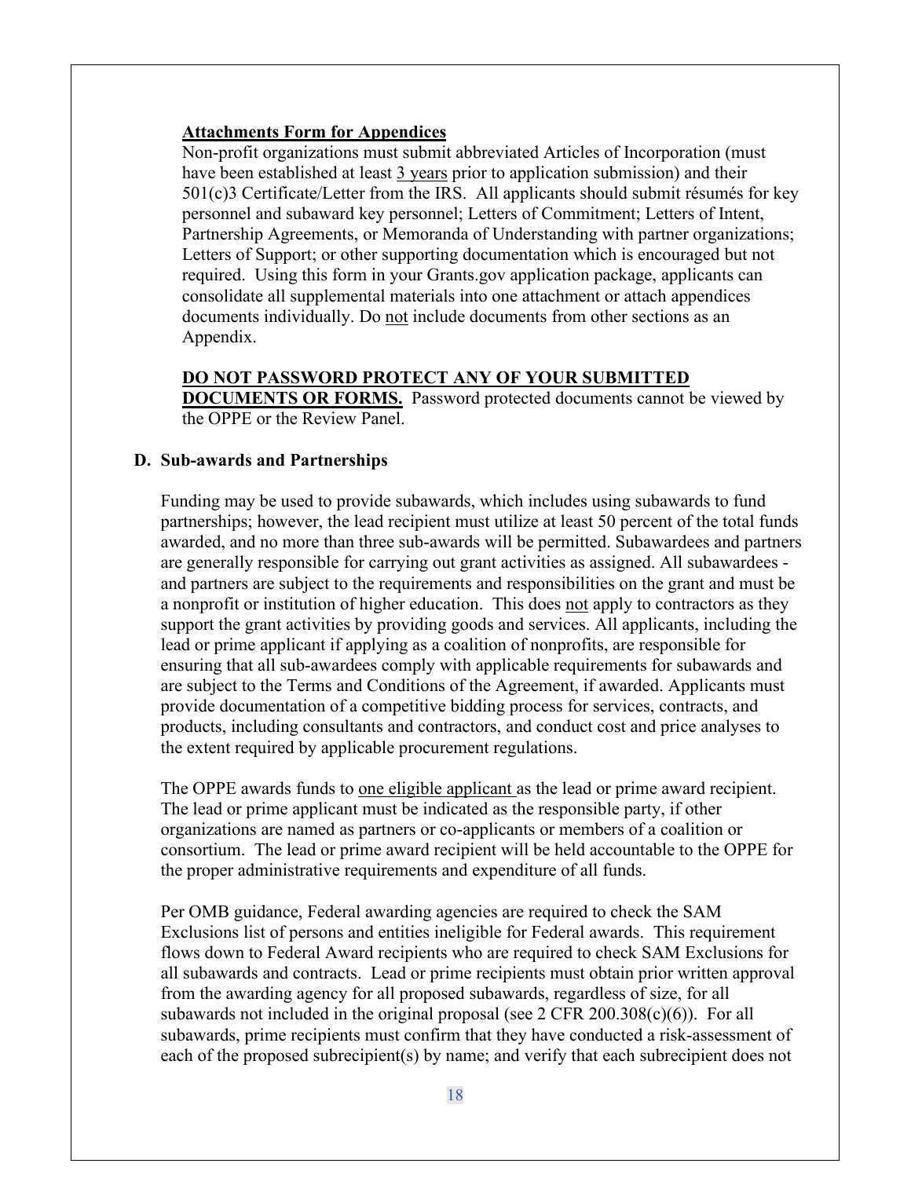**<u>Attachments Form for Appendices</u>**

Non-profit organizations must submit abbreviated Articles of Incorporation (must have been established at least <u>3 years</u> prior to application submission) and their 501(c)3 Certificate/Letter from the IRS. All applicants should submit résumés for key personnel and subaward key personnel; Letters of Commitment; Letters of Intent, Partnership Agreements, or Memoranda of Understanding with partner organizations; Letters of Support; or other supporting documentation which is encouraged but not required. Using this form in your Grants.gov application package, applicants can consolidate all supplemental materials into one attachment or attach appendices documents individually. Do <u>not</u> include documents from other sections as an Appendix.

**<u>DO NOT PASSWORD PROTECT ANY OF YOUR SUBMITTED DOCUMENTS OR FORMS.</u>** Password protected documents cannot be viewed by the OPPE or the Review Panel.

### D. Sub-awards and Partnerships

Funding may be used to provide subawards, which includes using subawards to fund partnerships; however, the lead recipient must utilize at least 50 percent of the total funds awarded, and no more than three sub-awards will be permitted. Subawardees and partners are generally responsible for carrying out grant activities as assigned. All subawardees - and partners are subject to the requirements and responsibilities on the grant and must be a nonprofit or institution of higher education. This does <u>not</u> apply to contractors as they support the grant activities by providing goods and services. All applicants, including the lead or prime applicant if applying as a coalition of nonprofits, are responsible for ensuring that all sub-awardees comply with applicable requirements for subawards and are subject to the Terms and Conditions of the Agreement, if awarded. Applicants must provide documentation of a competitive bidding process for services, contracts, and products, including consultants and contractors, and conduct cost and price analyses to the extent required by applicable procurement regulations.

The OPPE awards funds to <u>one eligible applicant</u> as the lead or prime award recipient. The lead or prime applicant must be indicated as the responsible party, if other organizations are named as partners or co-applicants or members of a coalition or consortium. The lead or prime award recipient will be held accountable to the OPPE for the proper administrative requirements and expenditure of all funds.

Per OMB guidance, Federal awarding agencies are required to check the SAM Exclusions list of persons and entities ineligible for Federal awards. This requirement flows down to Federal Award recipients who are required to check SAM Exclusions for all subawards and contracts. Lead or prime recipients must obtain prior written approval from the awarding agency for all proposed subawards, regardless of size, for all subawards not included in the original proposal (see 2 CFR 200.308(c)(6)). For all subawards, prime recipients must confirm that they have conducted a risk-assessment of each of the proposed subrecipient(s) by name; and verify that each subrecipient does not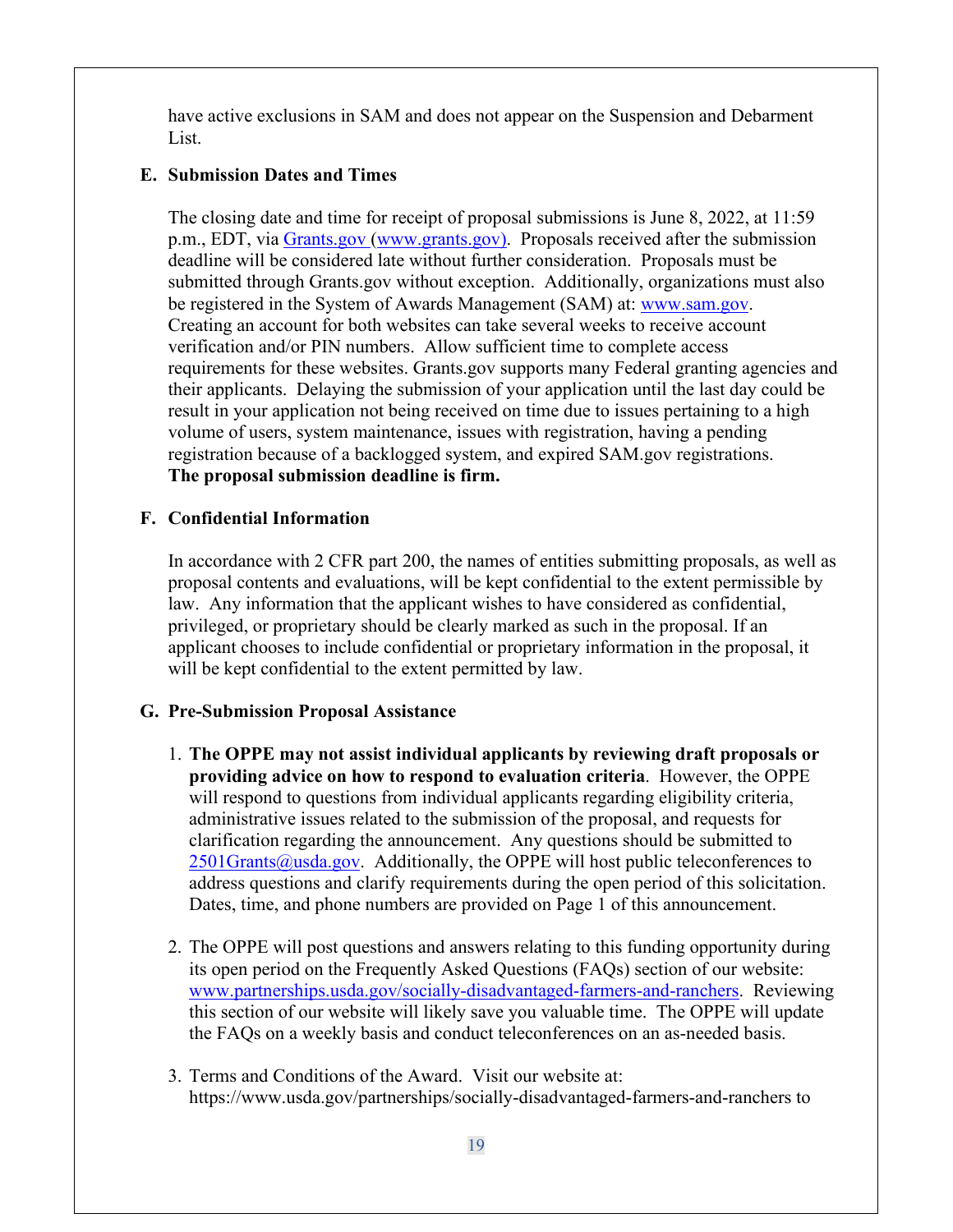have active exclusions in SAM and does not appear on the Suspension and Debarment List.

**E. Submission Dates and Times**

The closing date and time for receipt of proposal submissions is June 8, 2022, at 11:59 p.m., EDT, via Grants.gov (www.grants.gov). Proposals received after the submission deadline will be considered late without further consideration. Proposals must be submitted through Grants.gov without exception. Additionally, organizations must also be registered in the System of Awards Management (SAM) at: www.sam.gov. Creating an account for both websites can take several weeks to receive account verification and/or PIN numbers. Allow sufficient time to complete access requirements for these websites. Grants.gov supports many Federal granting agencies and their applicants. Delaying the submission of your application until the last day could be result in your application not being received on time due to issues pertaining to a high volume of users, system maintenance, issues with registration, having a pending registration because of a backlogged system, and expired SAM.gov registrations. **The proposal submission deadline is firm.**

**F. Confidential Information**

In accordance with 2 CFR part 200, the names of entities submitting proposals, as well as proposal contents and evaluations, will be kept confidential to the extent permissible by law. Any information that the applicant wishes to have considered as confidential, privileged, or proprietary should be clearly marked as such in the proposal. If an applicant chooses to include confidential or proprietary information in the proposal, it will be kept confidential to the extent permitted by law.

**G. Pre-Submission Proposal Assistance**

1. **The OPPE may not assist individual applicants by reviewing draft proposals or providing advice on how to respond to evaluation criteria**. However, the OPPE will respond to questions from individual applicants regarding eligibility criteria, administrative issues related to the submission of the proposal, and requests for clarification regarding the announcement. Any questions should be submitted to 2501Grants@usda.gov. Additionally, the OPPE will host public teleconferences to address questions and clarify requirements during the open period of this solicitation. Dates, time, and phone numbers are provided on Page 1 of this announcement.

2. The OPPE will post questions and answers relating to this funding opportunity during its open period on the Frequently Asked Questions (FAQs) section of our website: www.partnerships.usda.gov/socially-disadvantaged-farmers-and-ranchers. Reviewing this section of our website will likely save you valuable time. The OPPE will update the FAQs on a weekly basis and conduct teleconferences on an as-needed basis.

3. Terms and Conditions of the Award. Visit our website at: https://www.usda.gov/partnerships/socially-disadvantaged-farmers-and-ranchers to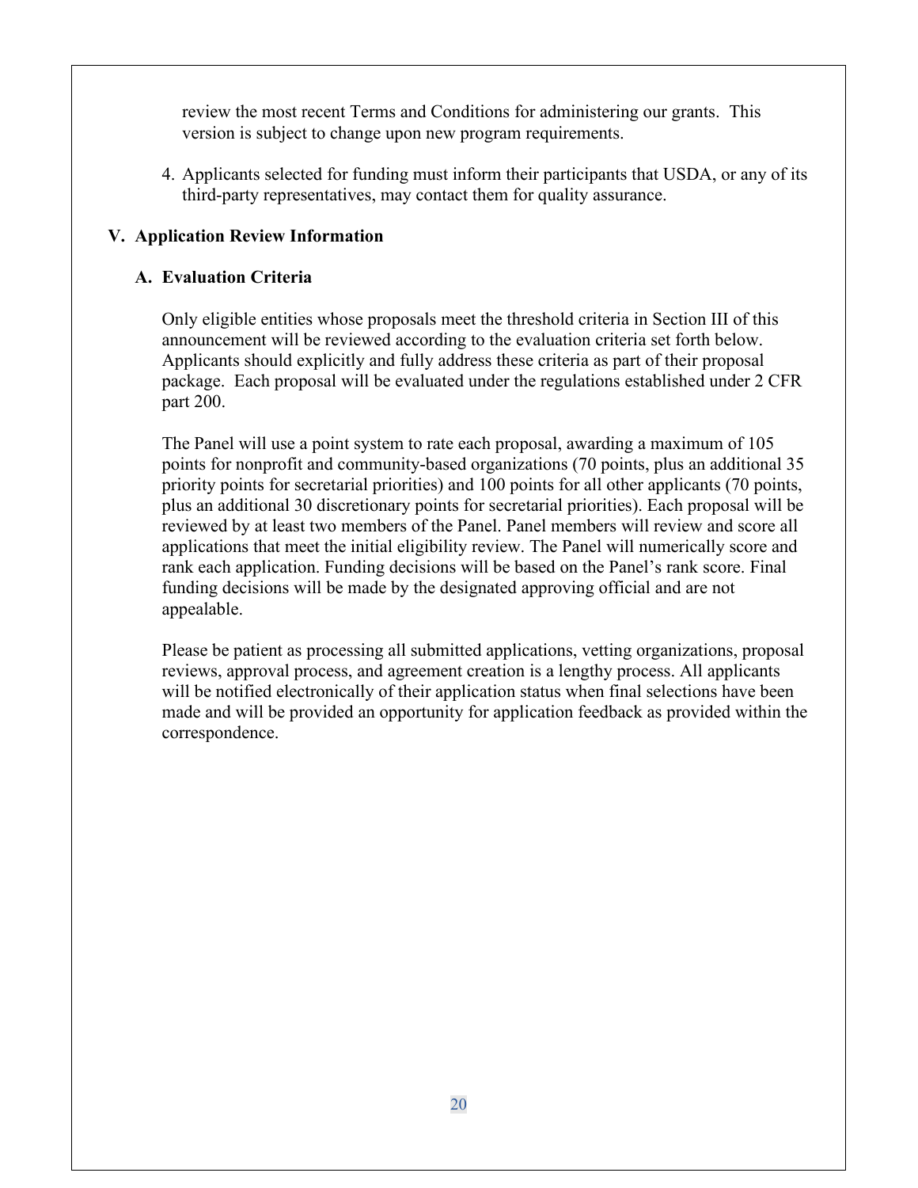review the most recent Terms and Conditions for administering our grants. This version is subject to change upon new program requirements.

4. Applicants selected for funding must inform their participants that USDA, or any of its third-party representatives, may contact them for quality assurance.

## V. Application Review Information

### A. Evaluation Criteria

Only eligible entities whose proposals meet the threshold criteria in Section III of this announcement will be reviewed according to the evaluation criteria set forth below. Applicants should explicitly and fully address these criteria as part of their proposal package. Each proposal will be evaluated under the regulations established under 2 CFR part 200.

The Panel will use a point system to rate each proposal, awarding a maximum of 105 points for nonprofit and community-based organizations (70 points, plus an additional 35 priority points for secretarial priorities) and 100 points for all other applicants (70 points, plus an additional 30 discretionary points for secretarial priorities). Each proposal will be reviewed by at least two members of the Panel. Panel members will review and score all applications that meet the initial eligibility review. The Panel will numerically score and rank each application. Funding decisions will be based on the Panel's rank score. Final funding decisions will be made by the designated approving official and are not appealable.

Please be patient as processing all submitted applications, vetting organizations, proposal reviews, approval process, and agreement creation is a lengthy process. All applicants will be notified electronically of their application status when final selections have been made and will be provided an opportunity for application feedback as provided within the correspondence.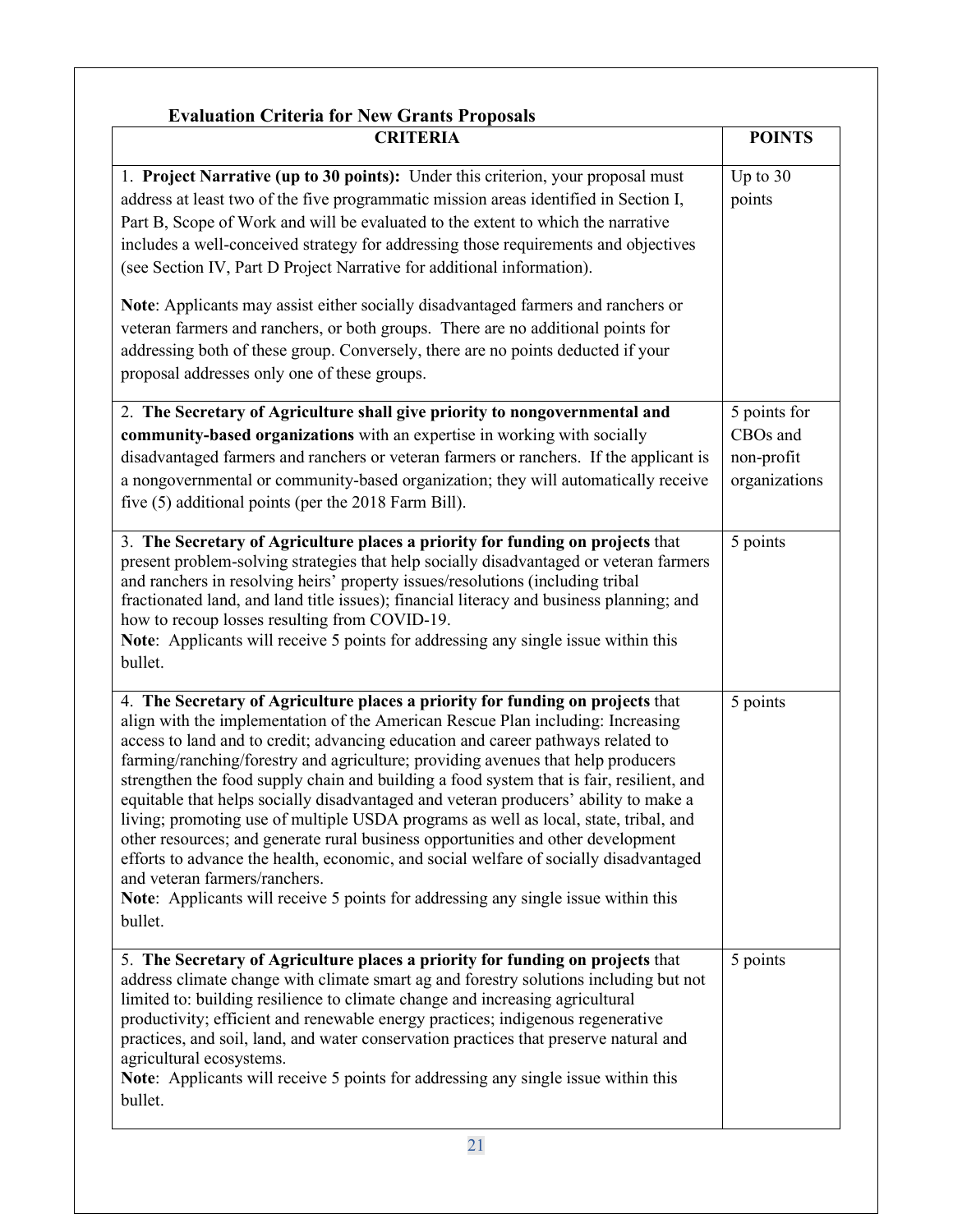### Evaluation Criteria for New Grants Proposals

| CRITERIA | POINTS |
|---|---|
| 1. **Project Narrative (up to 30 points):** Under this criterion, your proposal must address at least two of the five programmatic mission areas identified in Section I, Part B, Scope of Work and will be evaluated to the extent to which the narrative includes a well-conceived strategy for addressing those requirements and objectives (see Section IV, Part D Project Narrative for additional information).<br><br>**Note**: Applicants may assist either socially disadvantaged farmers and ranchers or veteran farmers and ranchers, or both groups. There are no additional points for addressing both of these group. Conversely, there are no points deducted if your proposal addresses only one of these groups. | Up to 30 points |
| 2. **The Secretary of Agriculture shall give priority to nongovernmental and community-based organizations** with an expertise in working with socially disadvantaged farmers and ranchers or veteran farmers or ranchers. If the applicant is a nongovernmental or community-based organization; they will automatically receive five (5) additional points (per the 2018 Farm Bill). | 5 points for CBOs and non-profit organizations |
| 3. **The Secretary of Agriculture places a priority for funding on projects** that present problem-solving strategies that help socially disadvantaged or veteran farmers and ranchers in resolving heirs' property issues/resolutions (including tribal fractionated land, and land title issues); financial literacy and business planning; and how to recoup losses resulting from COVID-19.<br>**Note**: Applicants will receive 5 points for addressing any single issue within this bullet. | 5 points |
| 4. **The Secretary of Agriculture places a priority for funding on projects** that align with the implementation of the American Rescue Plan including: Increasing access to land and to credit; advancing education and career pathways related to farming/ranching/forestry and agriculture; providing avenues that help producers strengthen the food supply chain and building a food system that is fair, resilient, and equitable that helps socially disadvantaged and veteran producers' ability to make a living; promoting use of multiple USDA programs as well as local, state, tribal, and other resources; and generate rural business opportunities and other development efforts to advance the health, economic, and social welfare of socially disadvantaged and veteran farmers/ranchers.<br>**Note**: Applicants will receive 5 points for addressing any single issue within this bullet. | 5 points |
| 5. **The Secretary of Agriculture places a priority for funding on projects** that address climate change with climate smart ag and forestry solutions including but not limited to: building resilience to climate change and increasing agricultural productivity; efficient and renewable energy practices; indigenous regenerative practices, and soil, land, and water conservation practices that preserve natural and agricultural ecosystems.<br>**Note**: Applicants will receive 5 points for addressing any single issue within this bullet. | 5 points |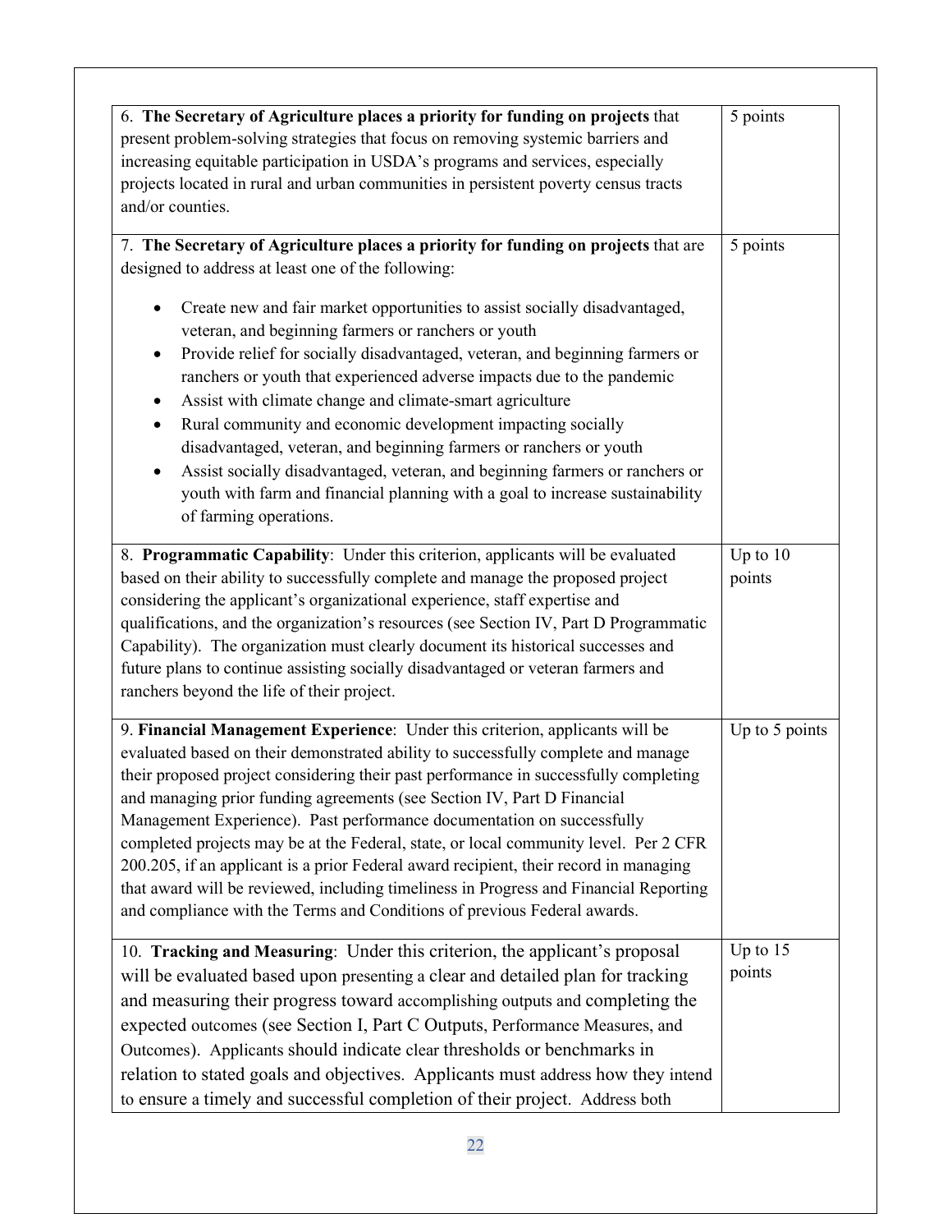| | |
|---|---|
| 6. **The Secretary of Agriculture places a priority for funding on projects** that present problem-solving strategies that focus on removing systemic barriers and increasing equitable participation in USDA's programs and services, especially projects located in rural and urban communities in persistent poverty census tracts and/or counties. | 5 points |
| 7. **The Secretary of Agriculture places a priority for funding on projects** that are designed to address at least one of the following:<br>• Create new and fair market opportunities to assist socially disadvantaged, veteran, and beginning farmers or ranchers or youth<br>• Provide relief for socially disadvantaged, veteran, and beginning farmers or ranchers or youth that experienced adverse impacts due to the pandemic<br>• Assist with climate change and climate-smart agriculture<br>• Rural community and economic development impacting socially disadvantaged, veteran, and beginning farmers or ranchers or youth<br>• Assist socially disadvantaged, veteran, and beginning farmers or ranchers or youth with farm and financial planning with a goal to increase sustainability of farming operations. | 5 points |
| 8. **Programmatic Capability**: Under this criterion, applicants will be evaluated based on their ability to successfully complete and manage the proposed project considering the applicant's organizational experience, staff expertise and qualifications, and the organization's resources (see Section IV, Part D Programmatic Capability). The organization must clearly document its historical successes and future plans to continue assisting socially disadvantaged or veteran farmers and ranchers beyond the life of their project. | Up to 10 points |
| 9. **Financial Management Experience**: Under this criterion, applicants will be evaluated based on their demonstrated ability to successfully complete and manage their proposed project considering their past performance in successfully completing and managing prior funding agreements (see Section IV, Part D Financial Management Experience). Past performance documentation on successfully completed projects may be at the Federal, state, or local community level. Per 2 CFR 200.205, if an applicant is a prior Federal award recipient, their record in managing that award will be reviewed, including timeliness in Progress and Financial Reporting and compliance with the Terms and Conditions of previous Federal awards. | Up to 5 points |
| 10. **Tracking and Measuring**: Under this criterion, the applicant's proposal will be evaluated based upon presenting a clear and detailed plan for tracking and measuring their progress toward accomplishing outputs and completing the expected outcomes (see Section I, Part C Outputs, Performance Measures, and Outcomes). Applicants should indicate clear thresholds or benchmarks in relation to stated goals and objectives. Applicants must address how they intend to ensure a timely and successful completion of their project. Address both | Up to 15 points |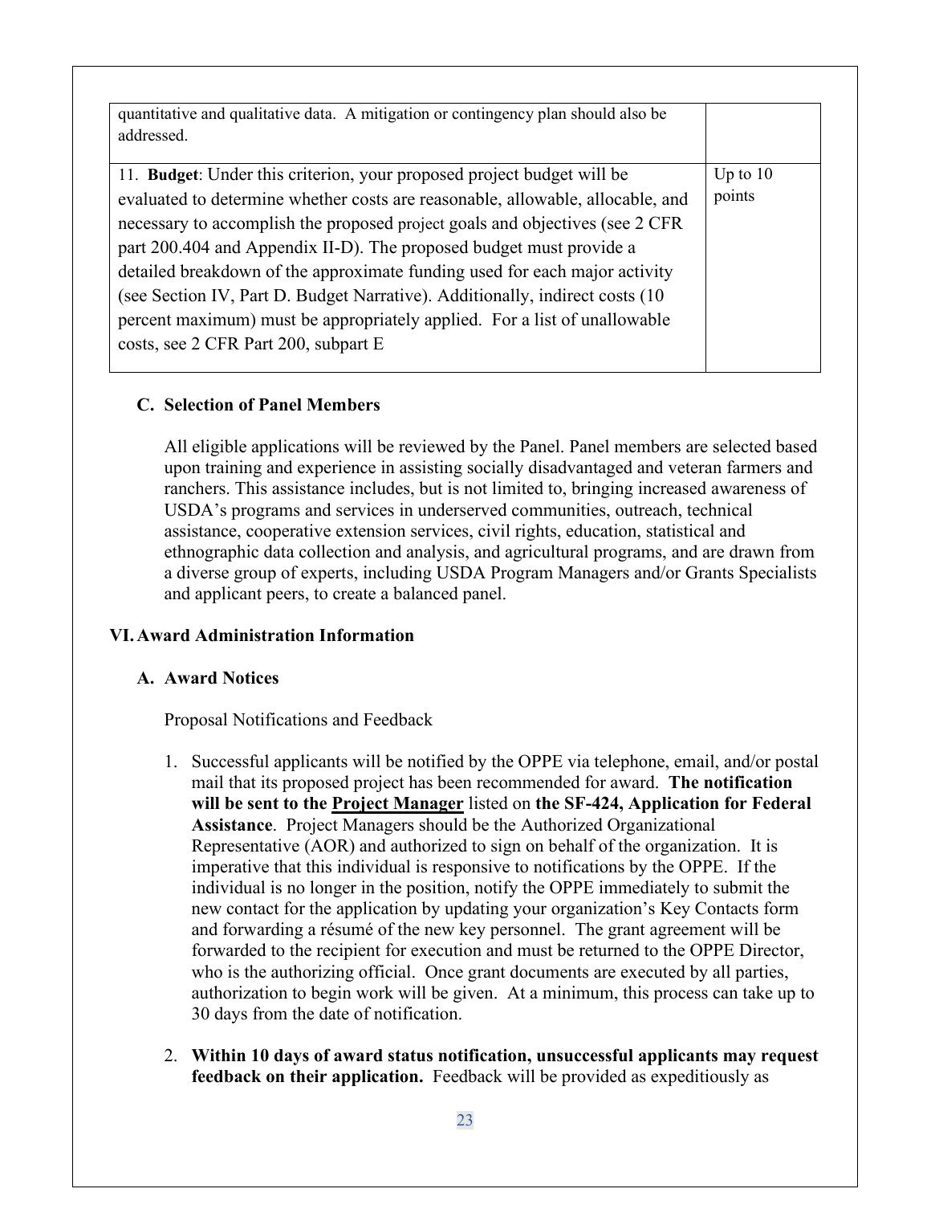| | |
|---|---|
| quantitative and qualitative data. A mitigation or contingency plan should also be addressed. | |
| 11. **Budget**: Under this criterion, your proposed project budget will be evaluated to determine whether costs are reasonable, allowable, allocable, and necessary to accomplish the proposed project goals and objectives (see 2 CFR part 200.404 and Appendix II-D). The proposed budget must provide a detailed breakdown of the approximate funding used for each major activity (see Section IV, Part D. Budget Narrative). Additionally, indirect costs (10 percent maximum) must be appropriately applied. For a list of unallowable costs, see 2 CFR Part 200, subpart E | Up to 10 points |

### C. Selection of Panel Members

All eligible applications will be reviewed by the Panel. Panel members are selected based upon training and experience in assisting socially disadvantaged and veteran farmers and ranchers. This assistance includes, but is not limited to, bringing increased awareness of USDA's programs and services in underserved communities, outreach, technical assistance, cooperative extension services, civil rights, education, statistical and ethnographic data collection and analysis, and agricultural programs, and are drawn from a diverse group of experts, including USDA Program Managers and/or Grants Specialists and applicant peers, to create a balanced panel.

## VI. Award Administration Information

### A. Award Notices

Proposal Notifications and Feedback

1. Successful applicants will be notified by the OPPE via telephone, email, and/or postal mail that its proposed project has been recommended for award. **The notification will be sent to the <u>Project Manager</u>** listed on **the SF-424, Application for Federal Assistance**. Project Managers should be the Authorized Organizational Representative (AOR) and authorized to sign on behalf of the organization. It is imperative that this individual is responsive to notifications by the OPPE. If the individual is no longer in the position, notify the OPPE immediately to submit the new contact for the application by updating your organization's Key Contacts form and forwarding a résumé of the new key personnel. The grant agreement will be forwarded to the recipient for execution and must be returned to the OPPE Director, who is the authorizing official. Once grant documents are executed by all parties, authorization to begin work will be given. At a minimum, this process can take up to 30 days from the date of notification.

2. **Within 10 days of award status notification, unsuccessful applicants may request feedback on their application.** Feedback will be provided as expeditiously as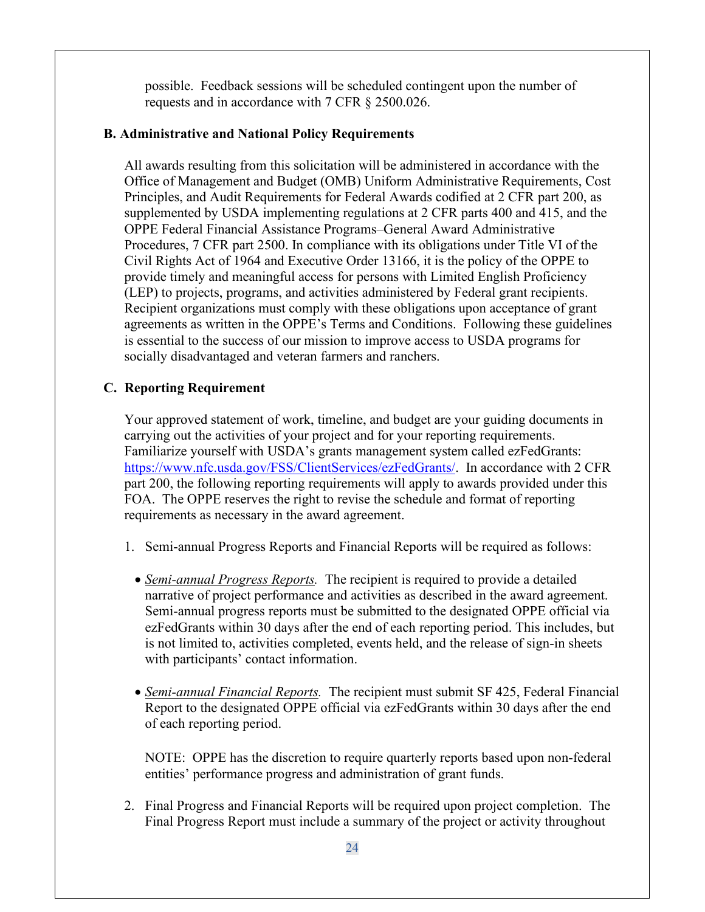possible. Feedback sessions will be scheduled contingent upon the number of requests and in accordance with 7 CFR § 2500.026.

**B. Administrative and National Policy Requirements**

All awards resulting from this solicitation will be administered in accordance with the Office of Management and Budget (OMB) Uniform Administrative Requirements, Cost Principles, and Audit Requirements for Federal Awards codified at 2 CFR part 200, as supplemented by USDA implementing regulations at 2 CFR parts 400 and 415, and the OPPE Federal Financial Assistance Programs–General Award Administrative Procedures, 7 CFR part 2500. In compliance with its obligations under Title VI of the Civil Rights Act of 1964 and Executive Order 13166, it is the policy of the OPPE to provide timely and meaningful access for persons with Limited English Proficiency (LEP) to projects, programs, and activities administered by Federal grant recipients. Recipient organizations must comply with these obligations upon acceptance of grant agreements as written in the OPPE's Terms and Conditions. Following these guidelines is essential to the success of our mission to improve access to USDA programs for socially disadvantaged and veteran farmers and ranchers.

**C. Reporting Requirement**

Your approved statement of work, timeline, and budget are your guiding documents in carrying out the activities of your project and for your reporting requirements. Familiarize yourself with USDA's grants management system called ezFedGrants: [https://www.nfc.usda.gov/FSS/ClientServices/ezFedGrants/](https://www.nfc.usda.gov/FSS/ClientServices/ezFedGrants/). In accordance with 2 CFR part 200, the following reporting requirements will apply to awards provided under this FOA. The OPPE reserves the right to revise the schedule and format of reporting requirements as necessary in the award agreement.

1. Semi-annual Progress Reports and Financial Reports will be required as follows:

   - *Semi-annual Progress Reports.* The recipient is required to provide a detailed narrative of project performance and activities as described in the award agreement. Semi-annual progress reports must be submitted to the designated OPPE official via ezFedGrants within 30 days after the end of each reporting period. This includes, but is not limited to, activities completed, events held, and the release of sign-in sheets with participants' contact information.

   - *Semi-annual Financial Reports.* The recipient must submit SF 425, Federal Financial Report to the designated OPPE official via ezFedGrants within 30 days after the end of each reporting period.

   NOTE: OPPE has the discretion to require quarterly reports based upon non-federal entities' performance progress and administration of grant funds.

2. Final Progress and Financial Reports will be required upon project completion. The Final Progress Report must include a summary of the project or activity throughout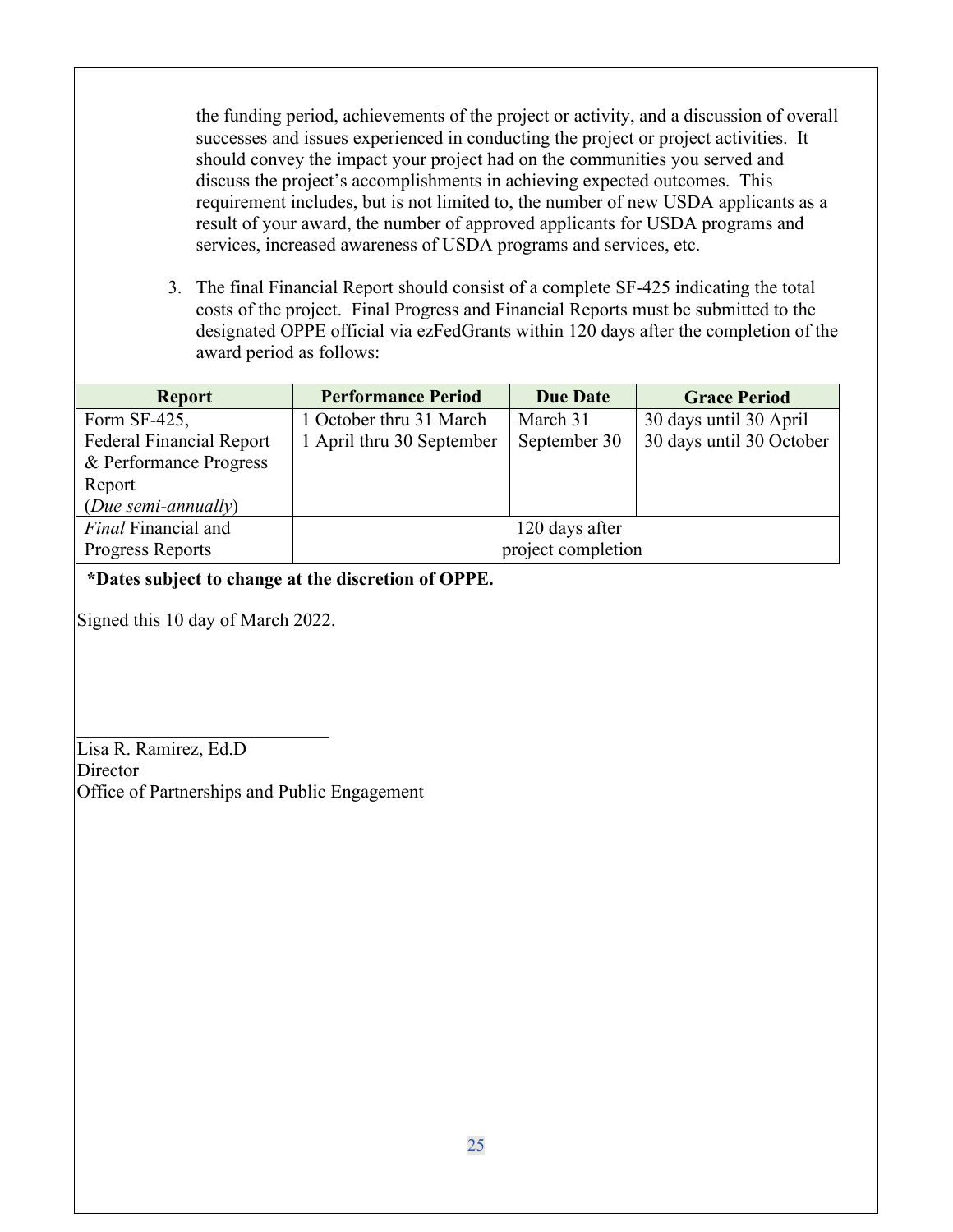the funding period, achievements of the project or activity, and a discussion of overall successes and issues experienced in conducting the project or project activities. It should convey the impact your project had on the communities you served and discuss the project's accomplishments in achieving expected outcomes. This requirement includes, but is not limited to, the number of new USDA applicants as a result of your award, the number of approved applicants for USDA programs and services, increased awareness of USDA programs and services, etc.

3. The final Financial Report should consist of a complete SF-425 indicating the total costs of the project. Final Progress and Financial Reports must be submitted to the designated OPPE official via ezFedGrants within 120 days after the completion of the award period as follows:

| Report | Performance Period | Due Date | Grace Period |
|---|---|---|---|
| Form SF-425, Federal Financial Report & Performance Progress Report (*Due semi-annually*) | 1 October thru 31 March<br>1 April thru 30 September | March 31<br>September 30 | 30 days until 30 April<br>30 days until 30 October |
| *Final* Financial and Progress Reports | 120 days after project completion | | |

**\*Dates subject to change at the discretion of OPPE.**

Signed this 10 day of March 2022.

\_\_\_\_\_\_\_\_\_\_\_\_\_\_\_\_\_\_\_\_\_\_\_\_\_\_\_\_
Lisa R. Ramirez, Ed.D
Director
Office of Partnerships and Public Engagement